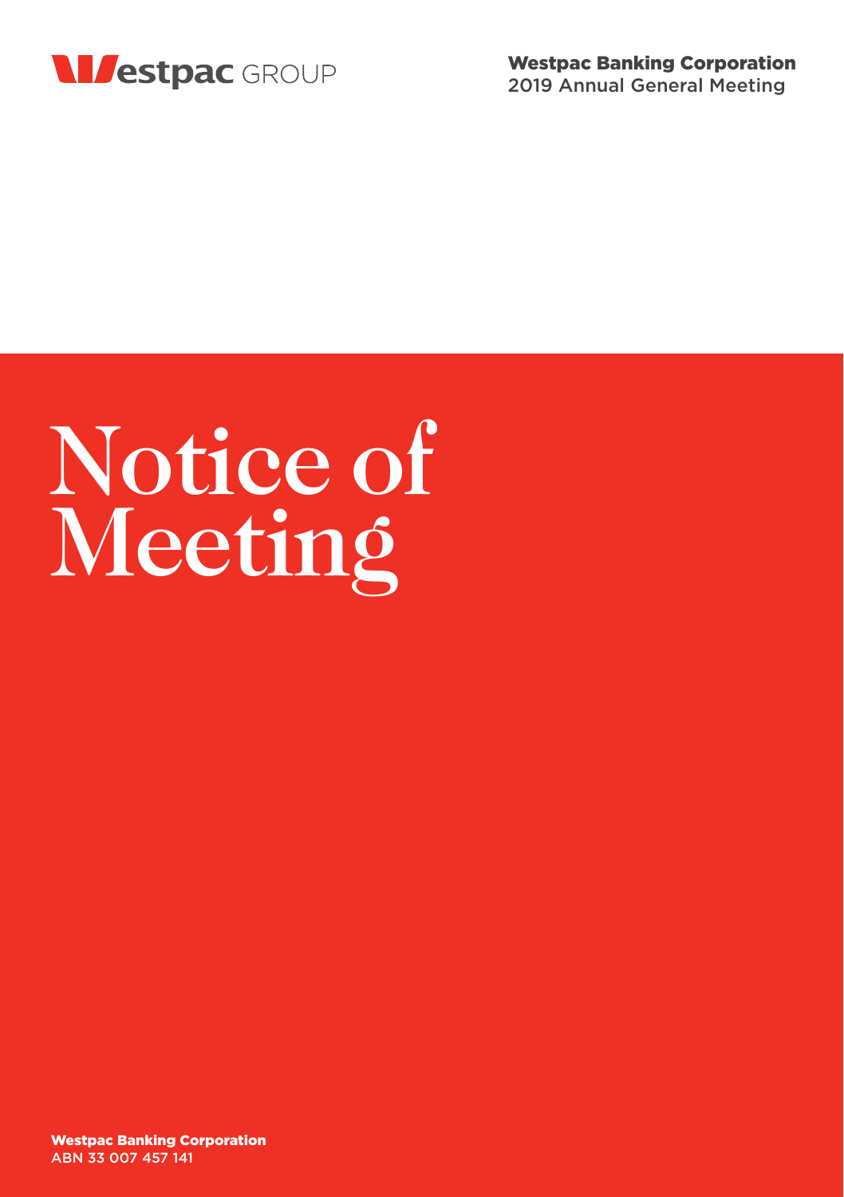Westpac GROUP

**Westpac Banking Corporation**
2019 Annual General Meeting

# Notice of Meeting

**Westpac Banking Corporation**
ABN 33 007 457 141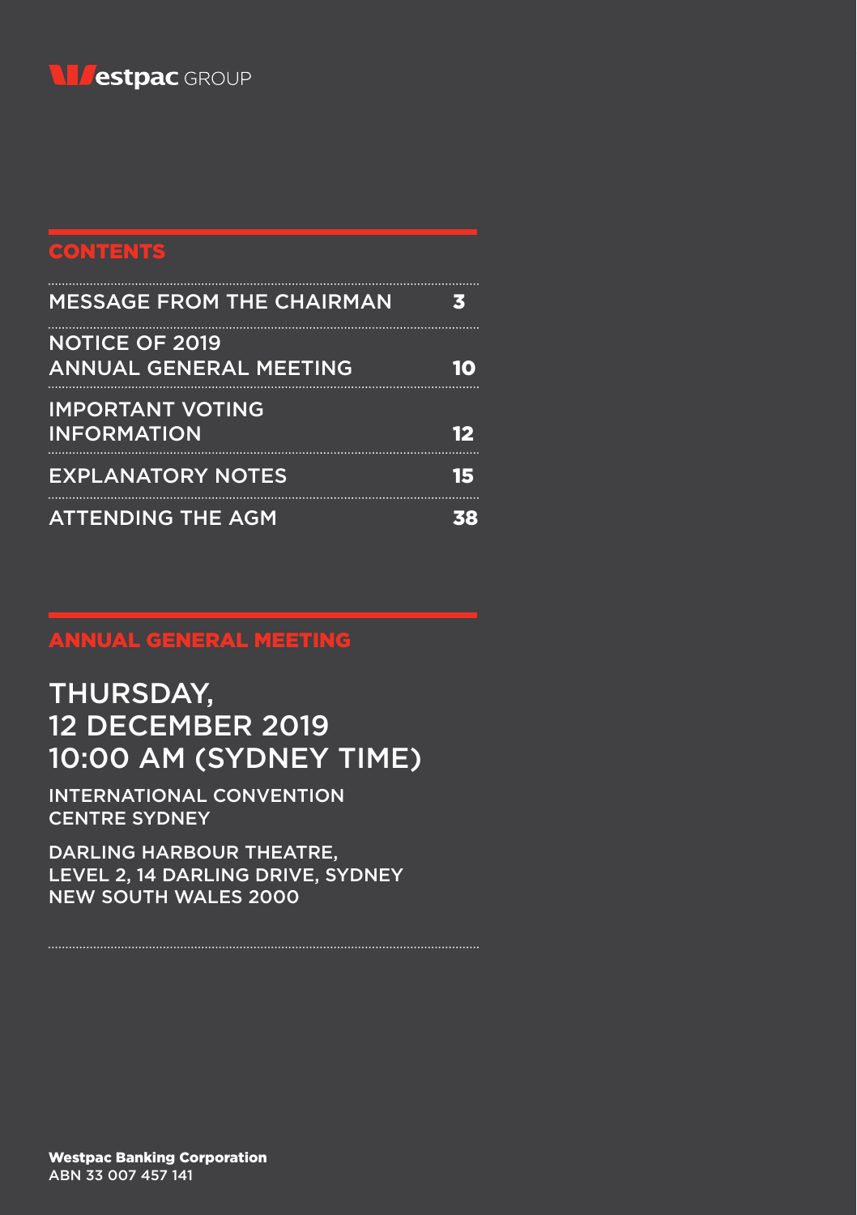Westpac GROUP

## CONTENTS

| | |
|---|---|
| MESSAGE FROM THE CHAIRMAN | 3 |
| NOTICE OF 2019 ANNUAL GENERAL MEETING | 10 |
| IMPORTANT VOTING INFORMATION | 12 |
| EXPLANATORY NOTES | 15 |
| ATTENDING THE AGM | 38 |

## ANNUAL GENERAL MEETING

# THURSDAY, 12 DECEMBER 2019 10:00 AM (SYDNEY TIME)

INTERNATIONAL CONVENTION CENTRE SYDNEY

DARLING HARBOUR THEATRE,
LEVEL 2, 14 DARLING DRIVE, SYDNEY
NEW SOUTH WALES 2000

**Westpac Banking Corporation**
ABN 33 007 457 141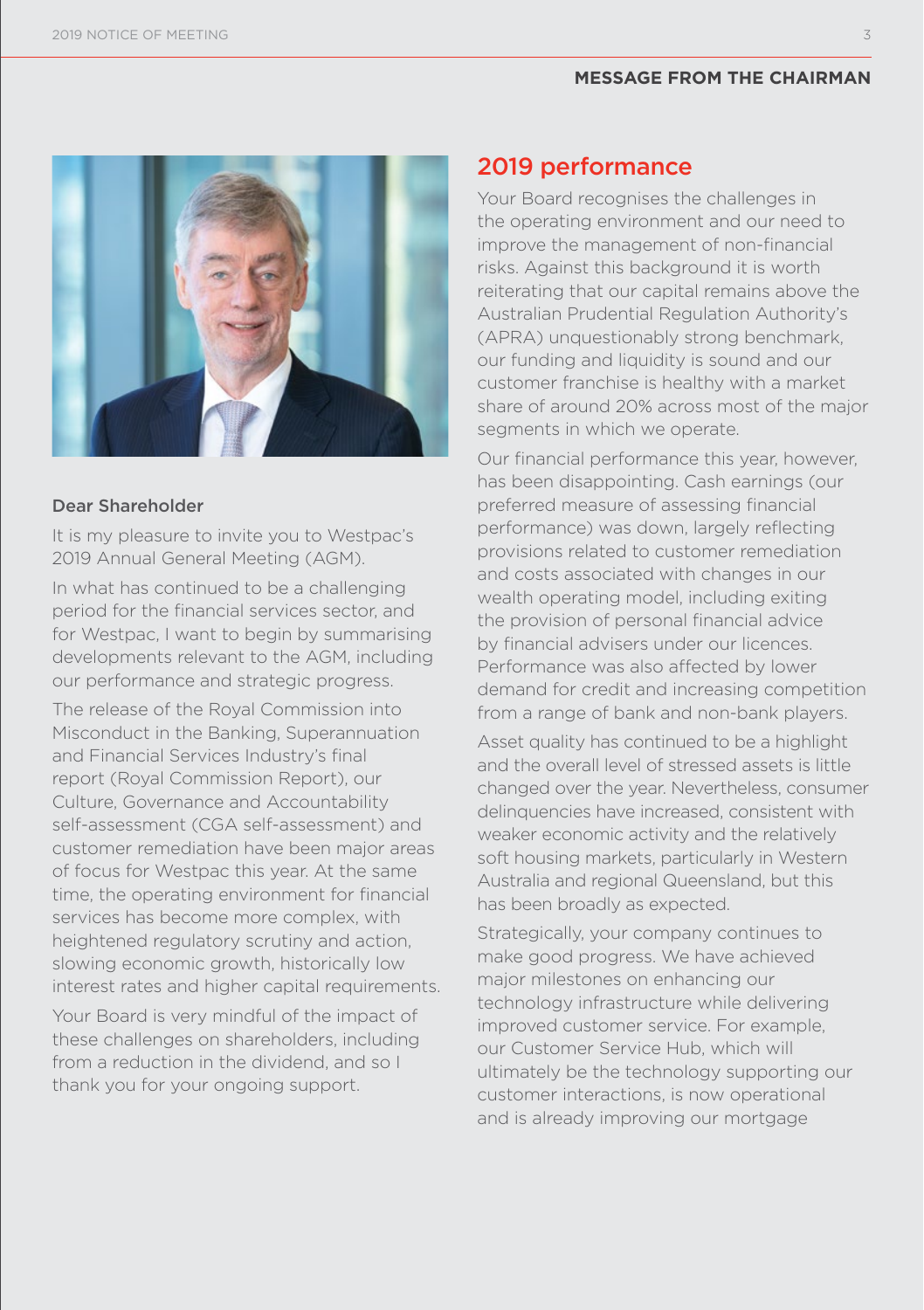## MESSAGE FROM THE CHAIRMAN

**Dear Shareholder**

It is my pleasure to invite you to Westpac's 2019 Annual General Meeting (AGM).

In what has continued to be a challenging period for the financial services sector, and for Westpac, I want to begin by summarising developments relevant to the AGM, including our performance and strategic progress.

The release of the Royal Commission into Misconduct in the Banking, Superannuation and Financial Services Industry's final report (Royal Commission Report), our Culture, Governance and Accountability self-assessment (CGA self-assessment) and customer remediation have been major areas of focus for Westpac this year. At the same time, the operating environment for financial services has become more complex, with heightened regulatory scrutiny and action, slowing economic growth, historically low interest rates and higher capital requirements.

Your Board is very mindful of the impact of these challenges on shareholders, including from a reduction in the dividend, and so I thank you for your ongoing support.

## 2019 performance

Your Board recognises the challenges in the operating environment and our need to improve the management of non-financial risks. Against this background it is worth reiterating that our capital remains above the Australian Prudential Regulation Authority's (APRA) unquestionably strong benchmark, our funding and liquidity is sound and our customer franchise is healthy with a market share of around 20% across most of the major segments in which we operate.

Our financial performance this year, however, has been disappointing. Cash earnings (our preferred measure of assessing financial performance) was down, largely reflecting provisions related to customer remediation and costs associated with changes in our wealth operating model, including exiting the provision of personal financial advice by financial advisers under our licences. Performance was also affected by lower demand for credit and increasing competition from a range of bank and non-bank players.

Asset quality has continued to be a highlight and the overall level of stressed assets is little changed over the year. Nevertheless, consumer delinquencies have increased, consistent with weaker economic activity and the relatively soft housing markets, particularly in Western Australia and regional Queensland, but this has been broadly as expected.

Strategically, your company continues to make good progress. We have achieved major milestones on enhancing our technology infrastructure while delivering improved customer service. For example, our Customer Service Hub, which will ultimately be the technology supporting our customer interactions, is now operational and is already improving our mortgage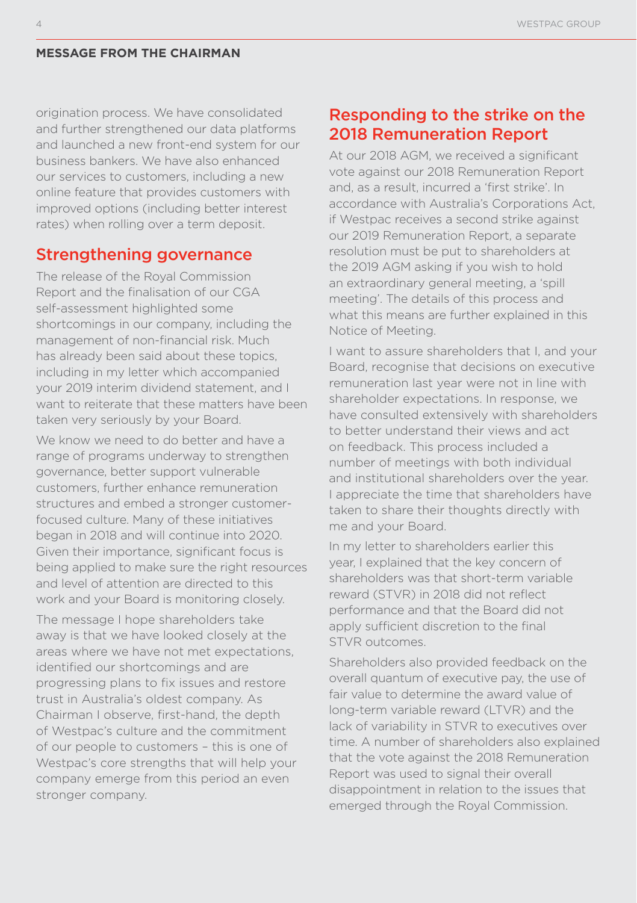## MESSAGE FROM THE CHAIRMAN

origination process. We have consolidated and further strengthened our data platforms and launched a new front-end system for our business bankers. We have also enhanced our services to customers, including a new online feature that provides customers with improved options (including better interest rates) when rolling over a term deposit.

## Strengthening governance

The release of the Royal Commission Report and the finalisation of our CGA self-assessment highlighted some shortcomings in our company, including the management of non-financial risk. Much has already been said about these topics, including in my letter which accompanied your 2019 interim dividend statement, and I want to reiterate that these matters have been taken very seriously by your Board.

We know we need to do better and have a range of programs underway to strengthen governance, better support vulnerable customers, further enhance remuneration structures and embed a stronger customer-focused culture. Many of these initiatives began in 2018 and will continue into 2020. Given their importance, significant focus is being applied to make sure the right resources and level of attention are directed to this work and your Board is monitoring closely.

The message I hope shareholders take away is that we have looked closely at the areas where we have not met expectations, identified our shortcomings and are progressing plans to fix issues and restore trust in Australia's oldest company. As Chairman I observe, first-hand, the depth of Westpac's culture and the commitment of our people to customers – this is one of Westpac's core strengths that will help your company emerge from this period an even stronger company.

## Responding to the strike on the 2018 Remuneration Report

At our 2018 AGM, we received a significant vote against our 2018 Remuneration Report and, as a result, incurred a 'first strike'. In accordance with Australia's Corporations Act, if Westpac receives a second strike against our 2019 Remuneration Report, a separate resolution must be put to shareholders at the 2019 AGM asking if you wish to hold an extraordinary general meeting, a 'spill meeting'. The details of this process and what this means are further explained in this Notice of Meeting.

I want to assure shareholders that I, and your Board, recognise that decisions on executive remuneration last year were not in line with shareholder expectations. In response, we have consulted extensively with shareholders to better understand their views and act on feedback. This process included a number of meetings with both individual and institutional shareholders over the year. I appreciate the time that shareholders have taken to share their thoughts directly with me and your Board.

In my letter to shareholders earlier this year, I explained that the key concern of shareholders was that short-term variable reward (STVR) in 2018 did not reflect performance and that the Board did not apply sufficient discretion to the final STVR outcomes.

Shareholders also provided feedback on the overall quantum of executive pay, the use of fair value to determine the award value of long-term variable reward (LTVR) and the lack of variability in STVR to executives over time. A number of shareholders also explained that the vote against the 2018 Remuneration Report was used to signal their overall disappointment in relation to the issues that emerged through the Royal Commission.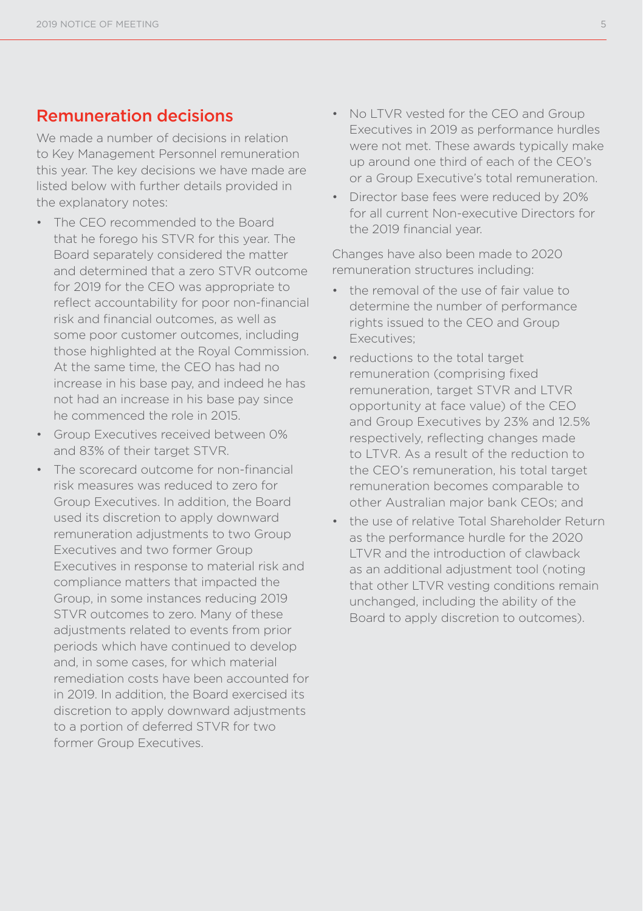## Remuneration decisions

We made a number of decisions in relation to Key Management Personnel remuneration this year. The key decisions we have made are listed below with further details provided in the explanatory notes:

- The CEO recommended to the Board that he forego his STVR for this year. The Board separately considered the matter and determined that a zero STVR outcome for 2019 for the CEO was appropriate to reflect accountability for poor non-financial risk and financial outcomes, as well as some poor customer outcomes, including those highlighted at the Royal Commission. At the same time, the CEO has had no increase in his base pay, and indeed he has not had an increase in his base pay since he commenced the role in 2015.
- Group Executives received between 0% and 83% of their target STVR.
- The scorecard outcome for non-financial risk measures was reduced to zero for Group Executives. In addition, the Board used its discretion to apply downward remuneration adjustments to two Group Executives and two former Group Executives in response to material risk and compliance matters that impacted the Group, in some instances reducing 2019 STVR outcomes to zero. Many of these adjustments related to events from prior periods which have continued to develop and, in some cases, for which material remediation costs have been accounted for in 2019. In addition, the Board exercised its discretion to apply downward adjustments to a portion of deferred STVR for two former Group Executives.
- No LTVR vested for the CEO and Group Executives in 2019 as performance hurdles were not met. These awards typically make up around one third of each of the CEO's or a Group Executive's total remuneration.
- Director base fees were reduced by 20% for all current Non-executive Directors for the 2019 financial year.

Changes have also been made to 2020 remuneration structures including:

- the removal of the use of fair value to determine the number of performance rights issued to the CEO and Group Executives;
- reductions to the total target remuneration (comprising fixed remuneration, target STVR and LTVR opportunity at face value) of the CEO and Group Executives by 23% and 12.5% respectively, reflecting changes made to LTVR. As a result of the reduction to the CEO's remuneration, his total target remuneration becomes comparable to other Australian major bank CEOs; and
- the use of relative Total Shareholder Return as the performance hurdle for the 2020 LTVR and the introduction of clawback as an additional adjustment tool (noting that other LTVR vesting conditions remain unchanged, including the ability of the Board to apply discretion to outcomes).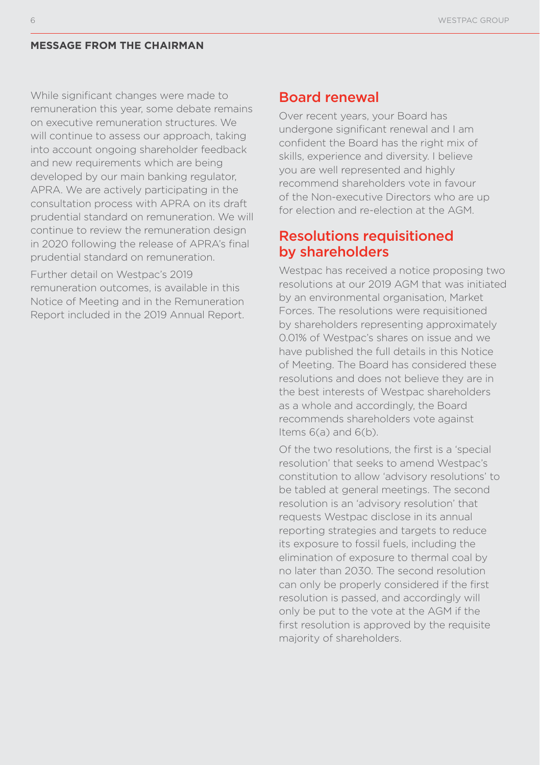## MESSAGE FROM THE CHAIRMAN

While significant changes were made to remuneration this year, some debate remains on executive remuneration structures. We will continue to assess our approach, taking into account ongoing shareholder feedback and new requirements which are being developed by our main banking regulator, APRA. We are actively participating in the consultation process with APRA on its draft prudential standard on remuneration. We will continue to review the remuneration design in 2020 following the release of APRA's final prudential standard on remuneration.

Further detail on Westpac's 2019 remuneration outcomes, is available in this Notice of Meeting and in the Remuneration Report included in the 2019 Annual Report.

## Board renewal

Over recent years, your Board has undergone significant renewal and I am confident the Board has the right mix of skills, experience and diversity. I believe you are well represented and highly recommend shareholders vote in favour of the Non-executive Directors who are up for election and re-election at the AGM.

## Resolutions requisitioned by shareholders

Westpac has received a notice proposing two resolutions at our 2019 AGM that was initiated by an environmental organisation, Market Forces. The resolutions were requisitioned by shareholders representing approximately 0.01% of Westpac's shares on issue and we have published the full details in this Notice of Meeting. The Board has considered these resolutions and does not believe they are in the best interests of Westpac shareholders as a whole and accordingly, the Board recommends shareholders vote against Items 6(a) and 6(b).

Of the two resolutions, the first is a 'special resolution' that seeks to amend Westpac's constitution to allow 'advisory resolutions' to be tabled at general meetings. The second resolution is an 'advisory resolution' that requests Westpac disclose in its annual reporting strategies and targets to reduce its exposure to fossil fuels, including the elimination of exposure to thermal coal by no later than 2030. The second resolution can only be properly considered if the first resolution is passed, and accordingly will only be put to the vote at the AGM if the first resolution is approved by the requisite majority of shareholders.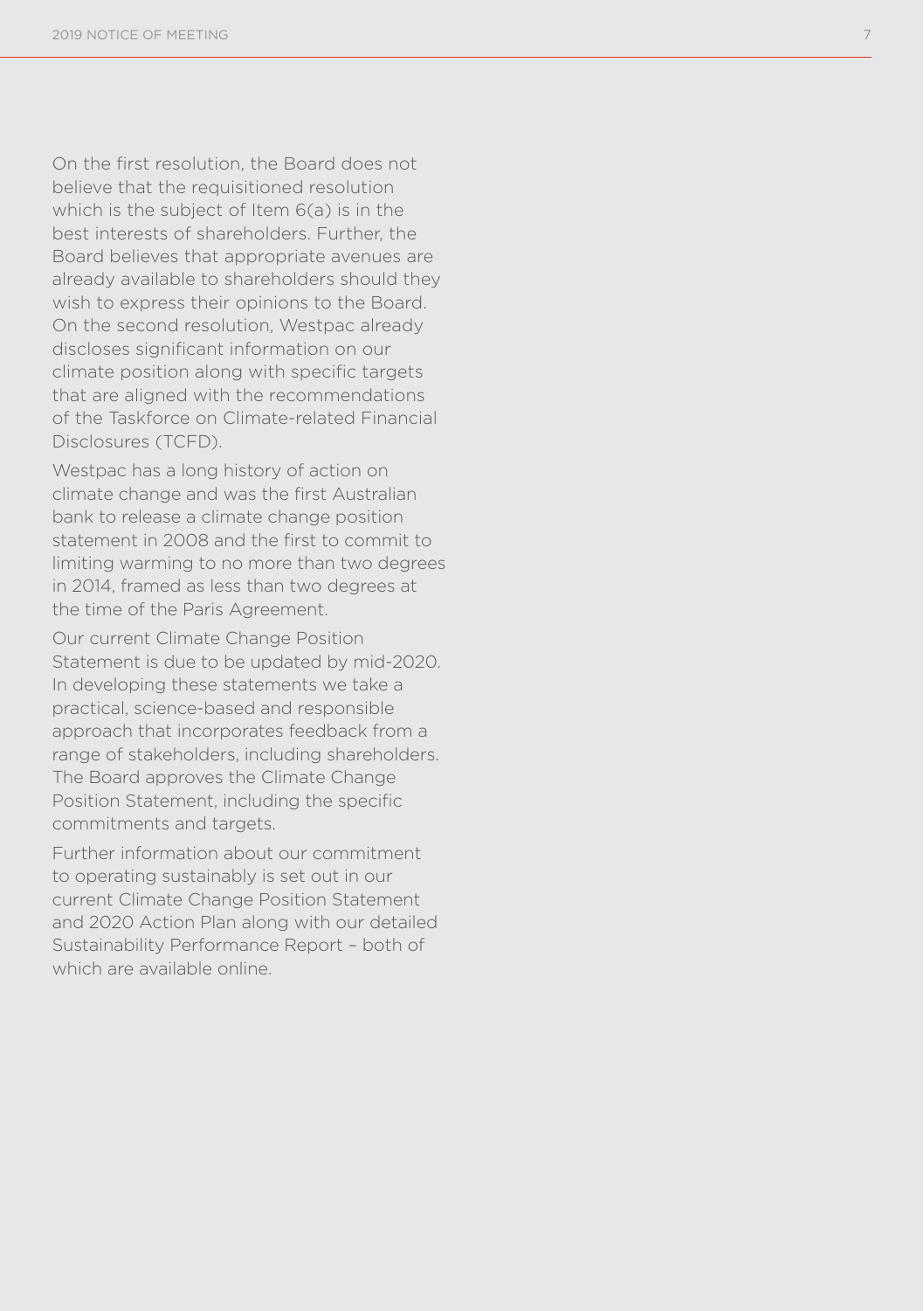On the first resolution, the Board does not believe that the requisitioned resolution which is the subject of Item 6(a) is in the best interests of shareholders. Further, the Board believes that appropriate avenues are already available to shareholders should they wish to express their opinions to the Board. On the second resolution, Westpac already discloses significant information on our climate position along with specific targets that are aligned with the recommendations of the Taskforce on Climate-related Financial Disclosures (TCFD).

Westpac has a long history of action on climate change and was the first Australian bank to release a climate change position statement in 2008 and the first to commit to limiting warming to no more than two degrees in 2014, framed as less than two degrees at the time of the Paris Agreement.

Our current Climate Change Position Statement is due to be updated by mid-2020. In developing these statements we take a practical, science-based and responsible approach that incorporates feedback from a range of stakeholders, including shareholders. The Board approves the Climate Change Position Statement, including the specific commitments and targets.

Further information about our commitment to operating sustainably is set out in our current Climate Change Position Statement and 2020 Action Plan along with our detailed Sustainability Performance Report – both of which are available online.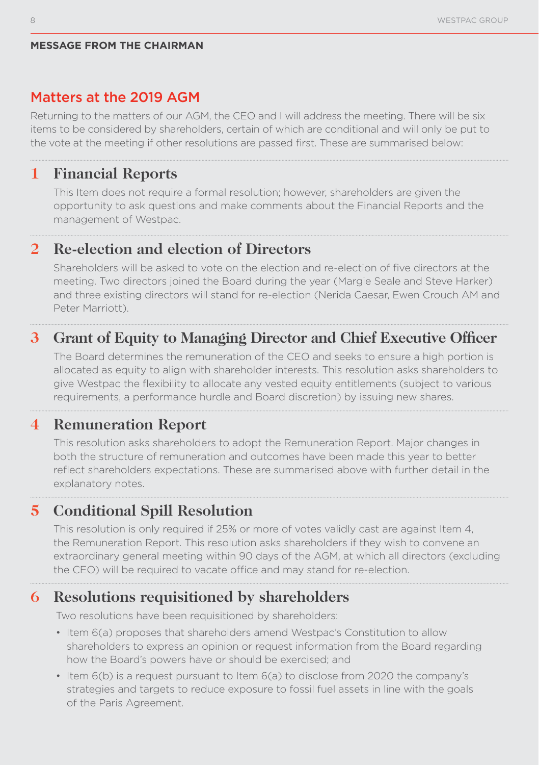**MESSAGE FROM THE CHAIRMAN**

## Matters at the 2019 AGM

Returning to the matters of our AGM, the CEO and I will address the meeting. There will be six items to be considered by shareholders, certain of which are conditional and will only be put to the vote at the meeting if other resolutions are passed first. These are summarised below:

### 1 Financial Reports

This Item does not require a formal resolution; however, shareholders are given the opportunity to ask questions and make comments about the Financial Reports and the management of Westpac.

### 2 Re-election and election of Directors

Shareholders will be asked to vote on the election and re-election of five directors at the meeting. Two directors joined the Board during the year (Margie Seale and Steve Harker) and three existing directors will stand for re-election (Nerida Caesar, Ewen Crouch AM and Peter Marriott).

### 3 Grant of Equity to Managing Director and Chief Executive Officer

The Board determines the remuneration of the CEO and seeks to ensure a high portion is allocated as equity to align with shareholder interests. This resolution asks shareholders to give Westpac the flexibility to allocate any vested equity entitlements (subject to various requirements, a performance hurdle and Board discretion) by issuing new shares.

### 4 Remuneration Report

This resolution asks shareholders to adopt the Remuneration Report. Major changes in both the structure of remuneration and outcomes have been made this year to better reflect shareholders expectations. These are summarised above with further detail in the explanatory notes.

### 5 Conditional Spill Resolution

This resolution is only required if 25% or more of votes validly cast are against Item 4, the Remuneration Report. This resolution asks shareholders if they wish to convene an extraordinary general meeting within 90 days of the AGM, at which all directors (excluding the CEO) will be required to vacate office and may stand for re-election.

### 6 Resolutions requisitioned by shareholders

Two resolutions have been requisitioned by shareholders:

- Item 6(a) proposes that shareholders amend Westpac's Constitution to allow shareholders to express an opinion or request information from the Board regarding how the Board's powers have or should be exercised; and
- Item 6(b) is a request pursuant to Item 6(a) to disclose from 2020 the company's strategies and targets to reduce exposure to fossil fuel assets in line with the goals of the Paris Agreement.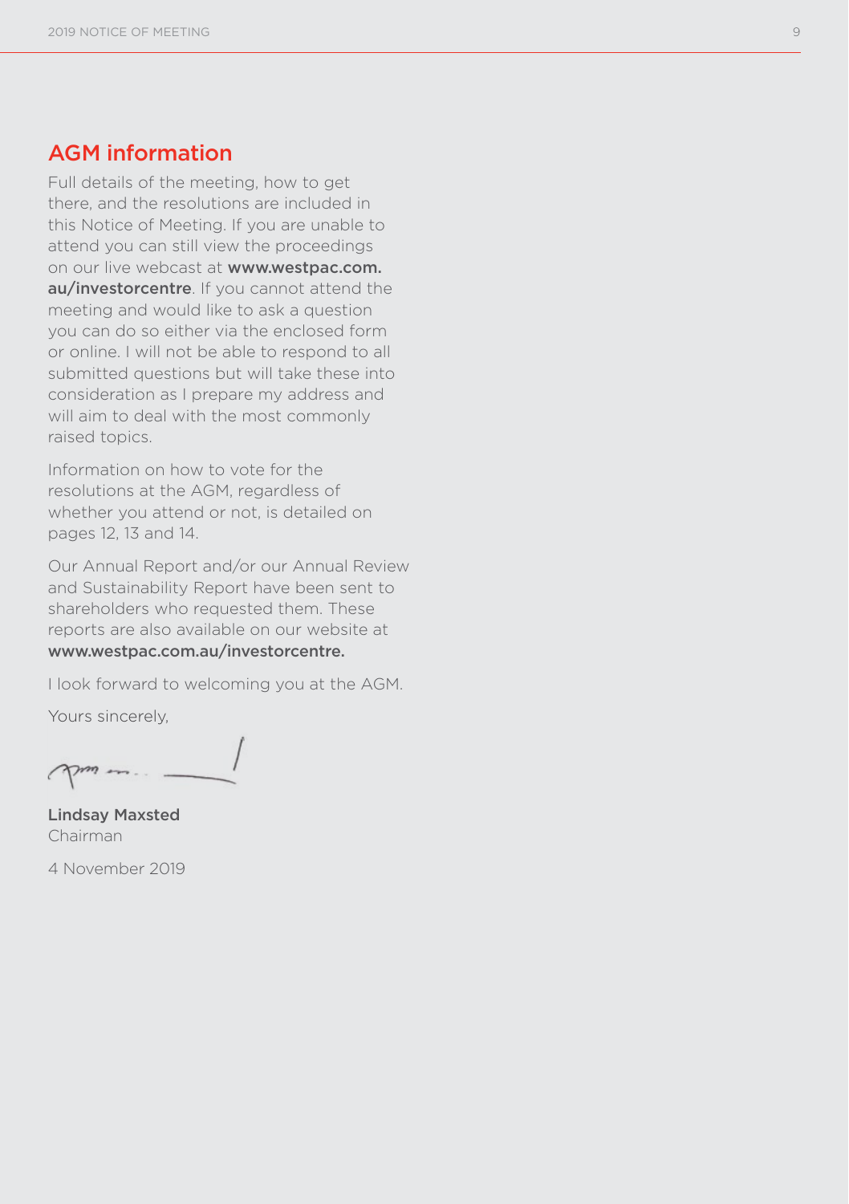## AGM information

Full details of the meeting, how to get there, and the resolutions are included in this Notice of Meeting. If you are unable to attend you can still view the proceedings on our live webcast at **www.westpac.com.au/investorcentre**. If you cannot attend the meeting and would like to ask a question you can do so either via the enclosed form or online. I will not be able to respond to all submitted questions but will take these into consideration as I prepare my address and will aim to deal with the most commonly raised topics.

Information on how to vote for the resolutions at the AGM, regardless of whether you attend or not, is detailed on pages 12, 13 and 14.

Our Annual Report and/or our Annual Review and Sustainability Report have been sent to shareholders who requested them. These reports are also available on our website at **www.westpac.com.au/investorcentre.**

I look forward to welcoming you at the AGM.

Yours sincerely,

**Lindsay Maxsted**
Chairman

4 November 2019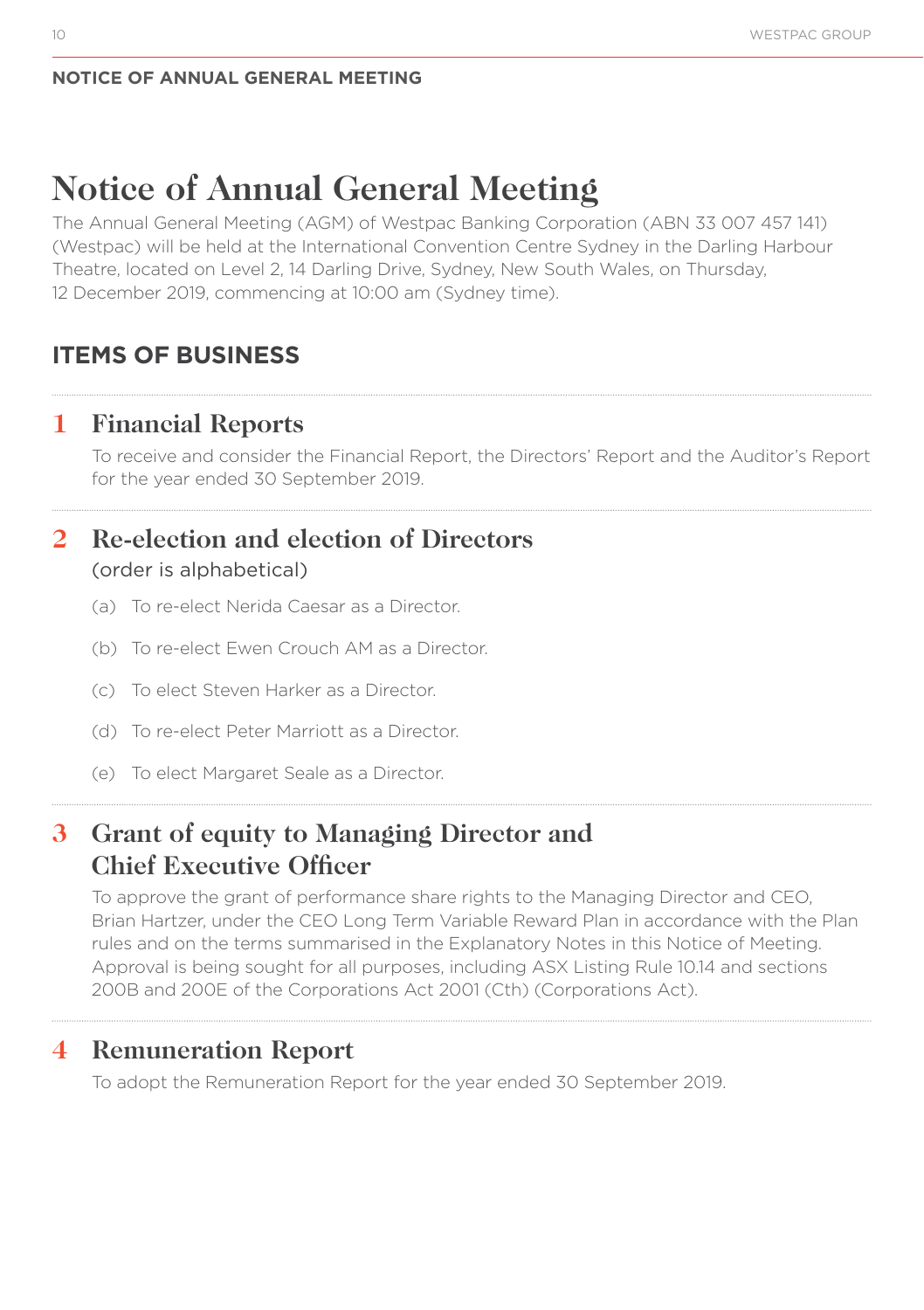NOTICE OF ANNUAL GENERAL MEETING

# Notice of Annual General Meeting

The Annual General Meeting (AGM) of Westpac Banking Corporation (ABN 33 007 457 141) (Westpac) will be held at the International Convention Centre Sydney in the Darling Harbour Theatre, located on Level 2, 14 Darling Drive, Sydney, New South Wales, on Thursday, 12 December 2019, commencing at 10:00 am (Sydney time).

## ITEMS OF BUSINESS

### 1 Financial Reports

To receive and consider the Financial Report, the Directors' Report and the Auditor's Report for the year ended 30 September 2019.

### 2 Re-election and election of Directors

(order is alphabetical)

(a) To re-elect Nerida Caesar as a Director.

(b) To re-elect Ewen Crouch AM as a Director.

(c) To elect Steven Harker as a Director.

(d) To re-elect Peter Marriott as a Director.

(e) To elect Margaret Seale as a Director.

### 3 Grant of equity to Managing Director and Chief Executive Officer

To approve the grant of performance share rights to the Managing Director and CEO, Brian Hartzer, under the CEO Long Term Variable Reward Plan in accordance with the Plan rules and on the terms summarised in the Explanatory Notes in this Notice of Meeting. Approval is being sought for all purposes, including ASX Listing Rule 10.14 and sections 200B and 200E of the Corporations Act 2001 (Cth) (Corporations Act).

### 4 Remuneration Report

To adopt the Remuneration Report for the year ended 30 September 2019.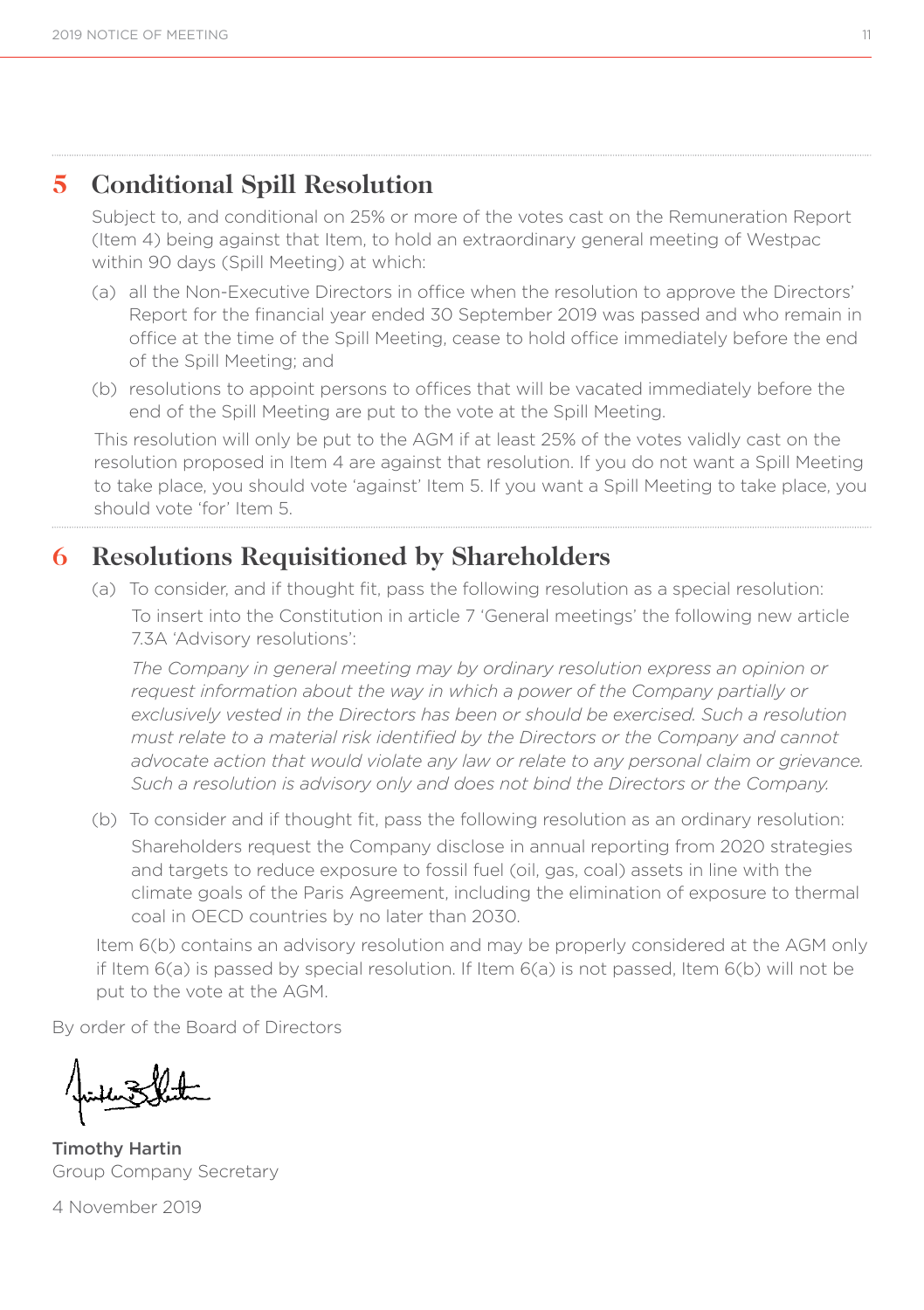## 5 Conditional Spill Resolution

Subject to, and conditional on 25% or more of the votes cast on the Remuneration Report (Item 4) being against that Item, to hold an extraordinary general meeting of Westpac within 90 days (Spill Meeting) at which:

(a) all the Non-Executive Directors in office when the resolution to approve the Directors' Report for the financial year ended 30 September 2019 was passed and who remain in office at the time of the Spill Meeting, cease to hold office immediately before the end of the Spill Meeting; and

(b) resolutions to appoint persons to offices that will be vacated immediately before the end of the Spill Meeting are put to the vote at the Spill Meeting.

This resolution will only be put to the AGM if at least 25% of the votes validly cast on the resolution proposed in Item 4 are against that resolution. If you do not want a Spill Meeting to take place, you should vote 'against' Item 5. If you want a Spill Meeting to take place, you should vote 'for' Item 5.

## 6 Resolutions Requisitioned by Shareholders

(a) To consider, and if thought fit, pass the following resolution as a special resolution:

To insert into the Constitution in article 7 'General meetings' the following new article 7.3A 'Advisory resolutions':

*The Company in general meeting may by ordinary resolution express an opinion or request information about the way in which a power of the Company partially or exclusively vested in the Directors has been or should be exercised. Such a resolution must relate to a material risk identified by the Directors or the Company and cannot advocate action that would violate any law or relate to any personal claim or grievance. Such a resolution is advisory only and does not bind the Directors or the Company.*

(b) To consider and if thought fit, pass the following resolution as an ordinary resolution:

Shareholders request the Company disclose in annual reporting from 2020 strategies and targets to reduce exposure to fossil fuel (oil, gas, coal) assets in line with the climate goals of the Paris Agreement, including the elimination of exposure to thermal coal in OECD countries by no later than 2030.

Item 6(b) contains an advisory resolution and may be properly considered at the AGM only if Item 6(a) is passed by special resolution. If Item 6(a) is not passed, Item 6(b) will not be put to the vote at the AGM.

By order of the Board of Directors

**Timothy Hartin**
Group Company Secretary

4 November 2019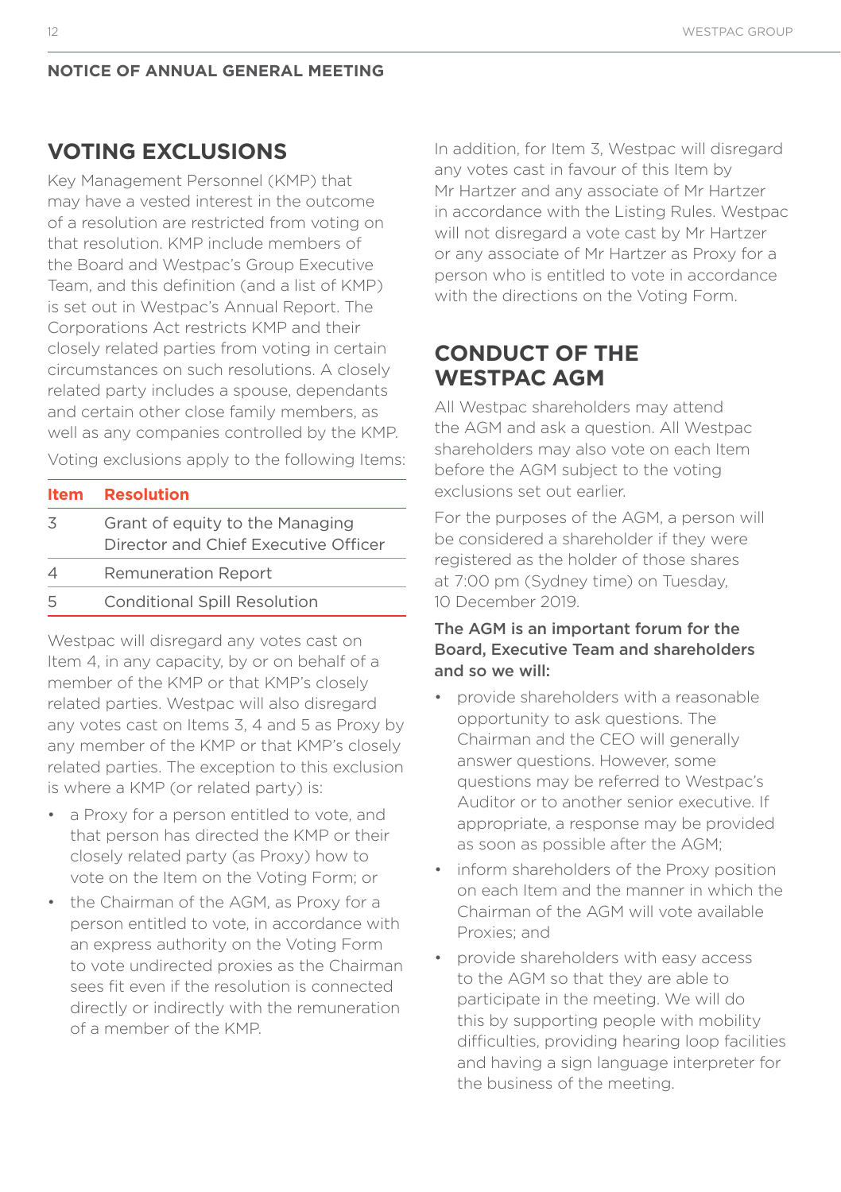## NOTICE OF ANNUAL GENERAL MEETING

# VOTING EXCLUSIONS

Key Management Personnel (KMP) that may have a vested interest in the outcome of a resolution are restricted from voting on that resolution. KMP include members of the Board and Westpac's Group Executive Team, and this definition (and a list of KMP) is set out in Westpac's Annual Report. The Corporations Act restricts KMP and their closely related parties from voting in certain circumstances on such resolutions. A closely related party includes a spouse, dependants and certain other close family members, as well as any companies controlled by the KMP.

Voting exclusions apply to the following Items:

| Item | Resolution |
|---|---|
| 3 | Grant of equity to the Managing Director and Chief Executive Officer |
| 4 | Remuneration Report |
| 5 | Conditional Spill Resolution |

Westpac will disregard any votes cast on Item 4, in any capacity, by or on behalf of a member of the KMP or that KMP's closely related parties. Westpac will also disregard any votes cast on Items 3, 4 and 5 as Proxy by any member of the KMP or that KMP's closely related parties. The exception to this exclusion is where a KMP (or related party) is:

- a Proxy for a person entitled to vote, and that person has directed the KMP or their closely related party (as Proxy) how to vote on the Item on the Voting Form; or
- the Chairman of the AGM, as Proxy for a person entitled to vote, in accordance with an express authority on the Voting Form to vote undirected proxies as the Chairman sees fit even if the resolution is connected directly or indirectly with the remuneration of a member of the KMP.

In addition, for Item 3, Westpac will disregard any votes cast in favour of this Item by Mr Hartzer and any associate of Mr Hartzer in accordance with the Listing Rules. Westpac will not disregard a vote cast by Mr Hartzer or any associate of Mr Hartzer as Proxy for a person who is entitled to vote in accordance with the directions on the Voting Form.

# CONDUCT OF THE WESTPAC AGM

All Westpac shareholders may attend the AGM and ask a question. All Westpac shareholders may also vote on each Item before the AGM subject to the voting exclusions set out earlier.

For the purposes of the AGM, a person will be considered a shareholder if they were registered as the holder of those shares at 7:00 pm (Sydney time) on Tuesday, 10 December 2019.

**The AGM is an important forum for the Board, Executive Team and shareholders and so we will:**

- provide shareholders with a reasonable opportunity to ask questions. The Chairman and the CEO will generally answer questions. However, some questions may be referred to Westpac's Auditor or to another senior executive. If appropriate, a response may be provided as soon as possible after the AGM;
- inform shareholders of the Proxy position on each Item and the manner in which the Chairman of the AGM will vote available Proxies; and
- provide shareholders with easy access to the AGM so that they are able to participate in the meeting. We will do this by supporting people with mobility difficulties, providing hearing loop facilities and having a sign language interpreter for the business of the meeting.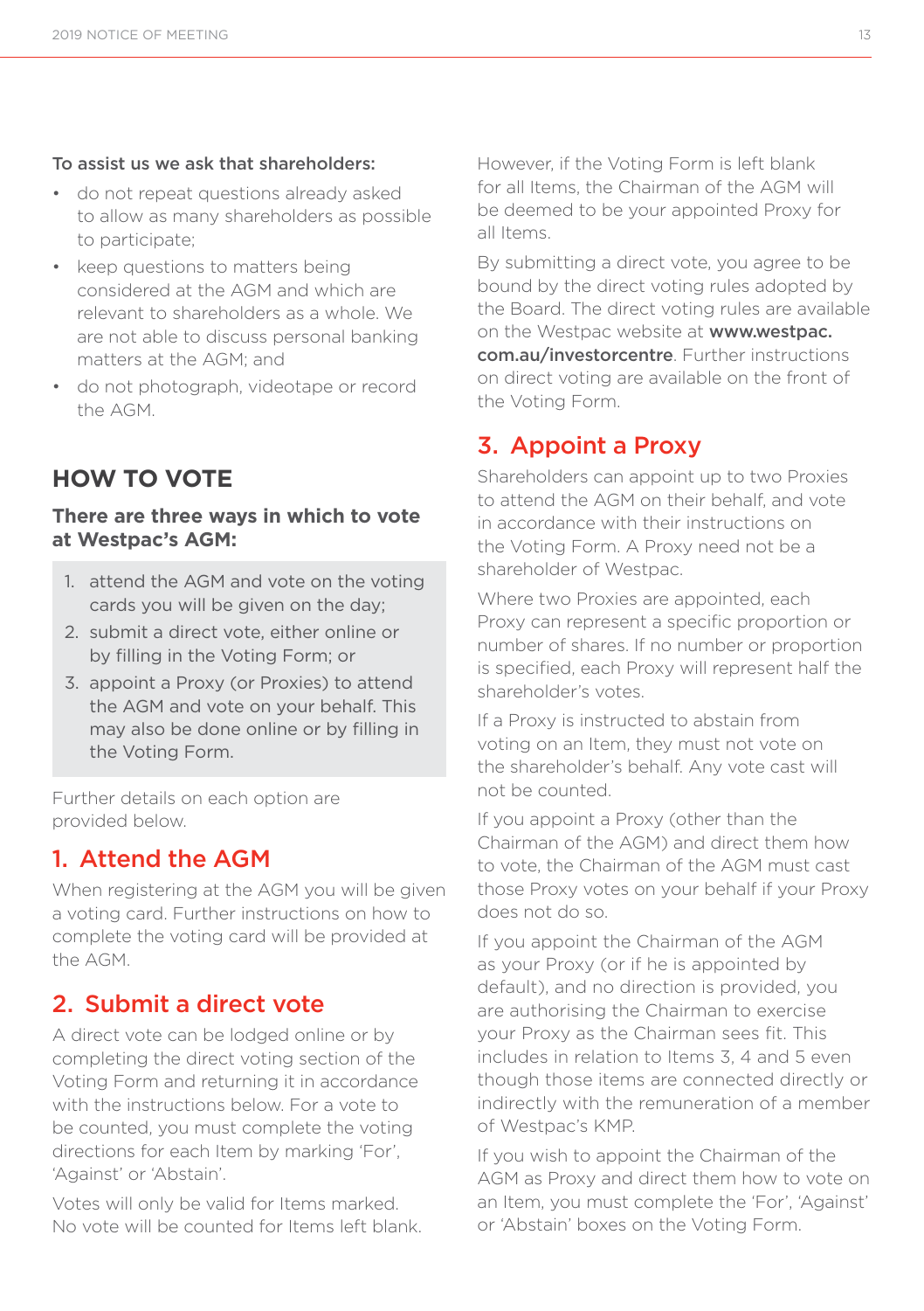**To assist us we ask that shareholders:**

- do not repeat questions already asked to allow as many shareholders as possible to participate;
- keep questions to matters being considered at the AGM and which are relevant to shareholders as a whole. We are not able to discuss personal banking matters at the AGM; and
- do not photograph, videotape or record the AGM.

## HOW TO VOTE

### There are three ways in which to vote at Westpac's AGM:

1. attend the AGM and vote on the voting cards you will be given on the day;
2. submit a direct vote, either online or by filling in the Voting Form; or
3. appoint a Proxy (or Proxies) to attend the AGM and vote on your behalf. This may also be done online or by filling in the Voting Form.

Further details on each option are provided below.

## 1. Attend the AGM

When registering at the AGM you will be given a voting card. Further instructions on how to complete the voting card will be provided at the AGM.

## 2. Submit a direct vote

A direct vote can be lodged online or by completing the direct voting section of the Voting Form and returning it in accordance with the instructions below. For a vote to be counted, you must complete the voting directions for each Item by marking 'For', 'Against' or 'Abstain'.

Votes will only be valid for Items marked. No vote will be counted for Items left blank.

However, if the Voting Form is left blank for all Items, the Chairman of the AGM will be deemed to be your appointed Proxy for all Items.

By submitting a direct vote, you agree to be bound by the direct voting rules adopted by the Board. The direct voting rules are available on the Westpac website at **www.westpac.com.au/investorcentre**. Further instructions on direct voting are available on the front of the Voting Form.

## 3. Appoint a Proxy

Shareholders can appoint up to two Proxies to attend the AGM on their behalf, and vote in accordance with their instructions on the Voting Form. A Proxy need not be a shareholder of Westpac.

Where two Proxies are appointed, each Proxy can represent a specific proportion or number of shares. If no number or proportion is specified, each Proxy will represent half the shareholder's votes.

If a Proxy is instructed to abstain from voting on an Item, they must not vote on the shareholder's behalf. Any vote cast will not be counted.

If you appoint a Proxy (other than the Chairman of the AGM) and direct them how to vote, the Chairman of the AGM must cast those Proxy votes on your behalf if your Proxy does not do so.

If you appoint the Chairman of the AGM as your Proxy (or if he is appointed by default), and no direction is provided, you are authorising the Chairman to exercise your Proxy as the Chairman sees fit. This includes in relation to Items 3, 4 and 5 even though those items are connected directly or indirectly with the remuneration of a member of Westpac's KMP.

If you wish to appoint the Chairman of the AGM as Proxy and direct them how to vote on an Item, you must complete the 'For', 'Against' or 'Abstain' boxes on the Voting Form.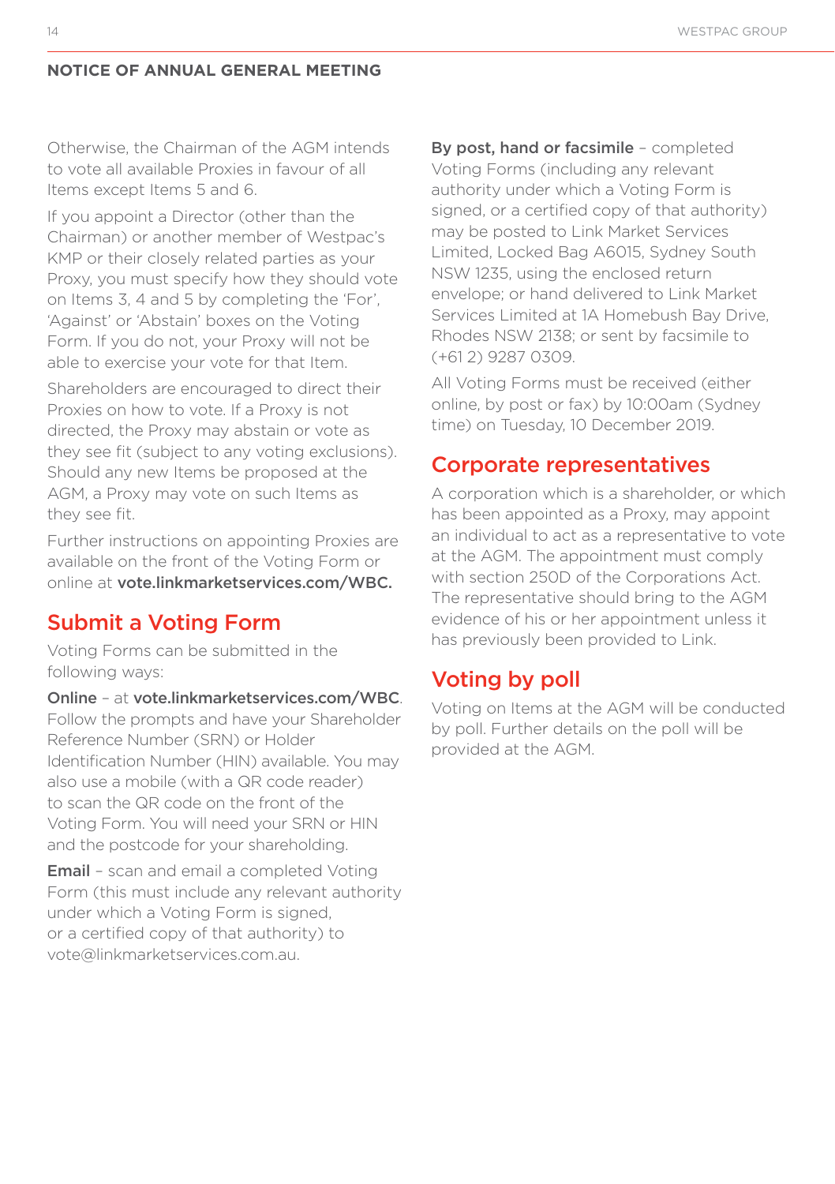**NOTICE OF ANNUAL GENERAL MEETING**

Otherwise, the Chairman of the AGM intends to vote all available Proxies in favour of all Items except Items 5 and 6.

If you appoint a Director (other than the Chairman) or another member of Westpac's KMP or their closely related parties as your Proxy, you must specify how they should vote on Items 3, 4 and 5 by completing the 'For', 'Against' or 'Abstain' boxes on the Voting Form. If you do not, your Proxy will not be able to exercise your vote for that Item.

Shareholders are encouraged to direct their Proxies on how to vote. If a Proxy is not directed, the Proxy may abstain or vote as they see fit (subject to any voting exclusions). Should any new Items be proposed at the AGM, a Proxy may vote on such Items as they see fit.

Further instructions on appointing Proxies are available on the front of the Voting Form or online at **vote.linkmarketservices.com/WBC.**

## Submit a Voting Form

Voting Forms can be submitted in the following ways:

**Online** – at **vote.linkmarketservices.com/WBC**. Follow the prompts and have your Shareholder Reference Number (SRN) or Holder Identification Number (HIN) available. You may also use a mobile (with a QR code reader) to scan the QR code on the front of the Voting Form. You will need your SRN or HIN and the postcode for your shareholding.

**Email** – scan and email a completed Voting Form (this must include any relevant authority under which a Voting Form is signed, or a certified copy of that authority) to vote@linkmarketservices.com.au.

**By post, hand or facsimile** – completed Voting Forms (including any relevant authority under which a Voting Form is signed, or a certified copy of that authority) may be posted to Link Market Services Limited, Locked Bag A6015, Sydney South NSW 1235, using the enclosed return envelope; or hand delivered to Link Market Services Limited at 1A Homebush Bay Drive, Rhodes NSW 2138; or sent by facsimile to (+61 2) 9287 0309.

All Voting Forms must be received (either online, by post or fax) by 10:00am (Sydney time) on Tuesday, 10 December 2019.

## Corporate representatives

A corporation which is a shareholder, or which has been appointed as a Proxy, may appoint an individual to act as a representative to vote at the AGM. The appointment must comply with section 250D of the Corporations Act. The representative should bring to the AGM evidence of his or her appointment unless it has previously been provided to Link.

## Voting by poll

Voting on Items at the AGM will be conducted by poll. Further details on the poll will be provided at the AGM.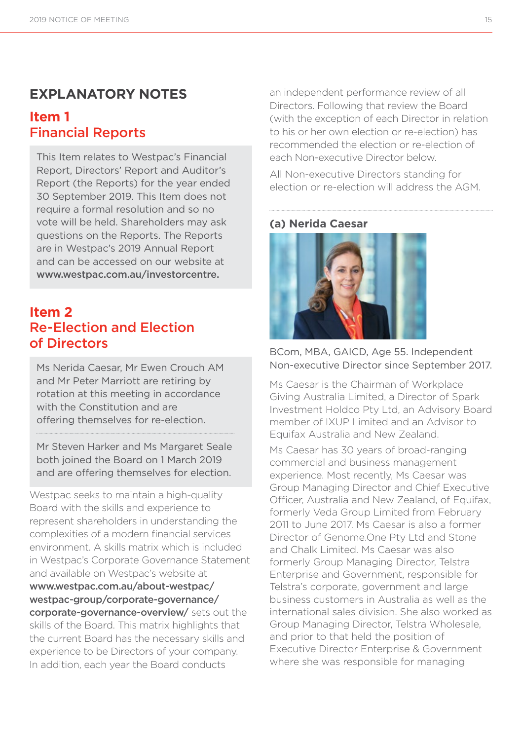# EXPLANATORY NOTES

## Item 1
## Financial Reports

This Item relates to Westpac's Financial Report, Directors' Report and Auditor's Report (the Reports) for the year ended 30 September 2019. This Item does not require a formal resolution and so no vote will be held. Shareholders may ask questions on the Reports. The Reports are in Westpac's 2019 Annual Report and can be accessed on our website at **www.westpac.com.au/investorcentre.**

## Item 2
## Re-Election and Election of Directors

Ms Nerida Caesar, Mr Ewen Crouch AM and Mr Peter Marriott are retiring by rotation at this meeting in accordance with the Constitution and are offering themselves for re-election.

Mr Steven Harker and Ms Margaret Seale both joined the Board on 1 March 2019 and are offering themselves for election.

Westpac seeks to maintain a high-quality Board with the skills and experience to represent shareholders in understanding the complexities of a modern financial services environment. A skills matrix which is included in Westpac's Corporate Governance Statement and available on Westpac's website at **www.westpac.com.au/about-westpac/westpac-group/corporate-governance/corporate-governance-overview/** sets out the skills of the Board. This matrix highlights that the current Board has the necessary skills and experience to be Directors of your company. In addition, each year the Board conducts an independent performance review of all Directors. Following that review the Board (with the exception of each Director in relation to his or her own election or re-election) has recommended the election or re-election of each Non-executive Director below.

All Non-executive Directors standing for election or re-election will address the AGM.

### (a) Nerida Caesar

BCom, MBA, GAICD, Age 55. Independent Non-executive Director since September 2017.

Ms Caesar is the Chairman of Workplace Giving Australia Limited, a Director of Spark Investment Holdco Pty Ltd, an Advisory Board member of IXUP Limited and an Advisor to Equifax Australia and New Zealand.

Ms Caesar has 30 years of broad-ranging commercial and business management experience. Most recently, Ms Caesar was Group Managing Director and Chief Executive Officer, Australia and New Zealand, of Equifax, formerly Veda Group Limited from February 2011 to June 2017. Ms Caesar is also a former Director of Genome.One Pty Ltd and Stone and Chalk Limited. Ms Caesar was also formerly Group Managing Director, Telstra Enterprise and Government, responsible for Telstra's corporate, government and large business customers in Australia as well as the international sales division. She also worked as Group Managing Director, Telstra Wholesale, and prior to that held the position of Executive Director Enterprise & Government where she was responsible for managing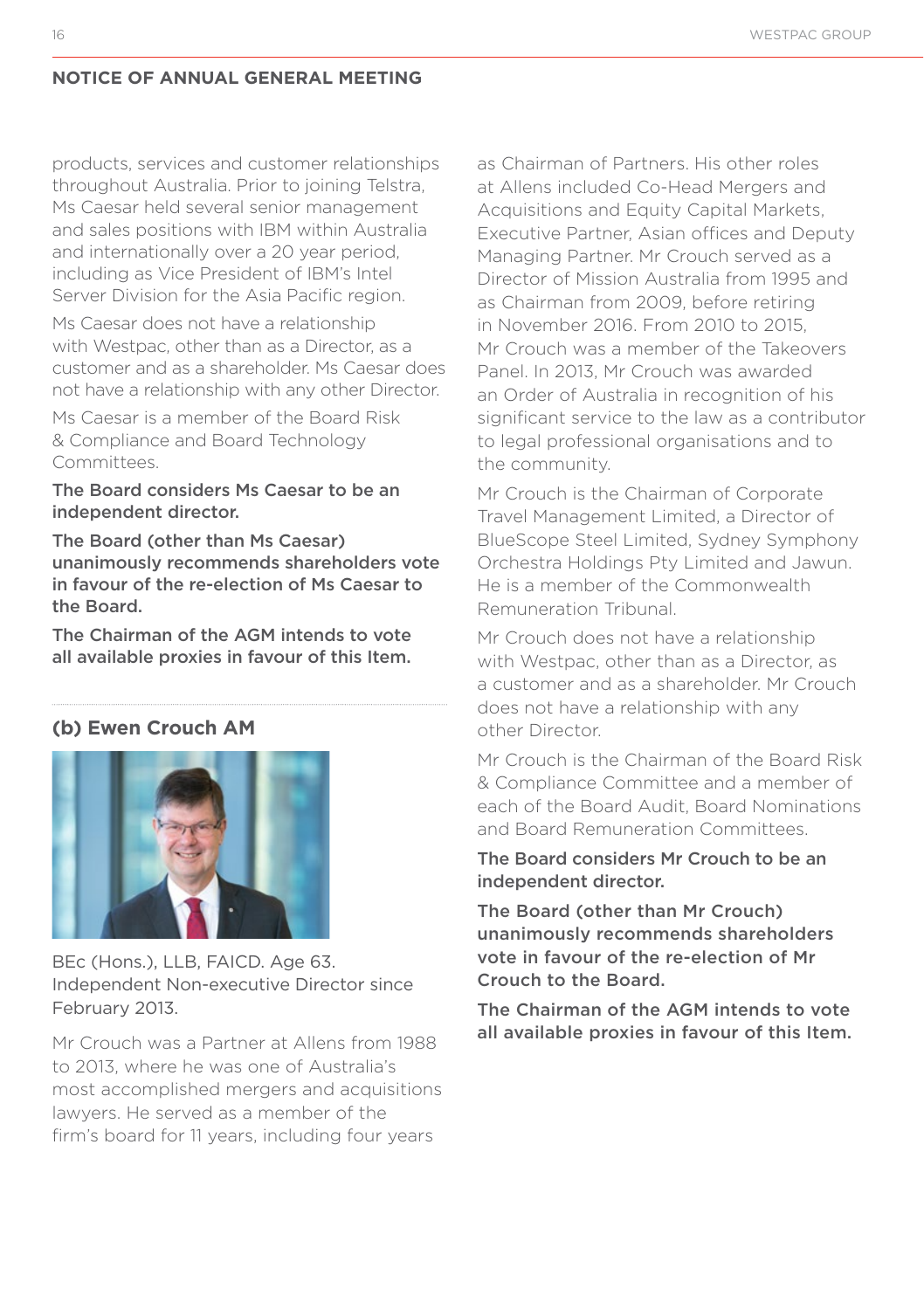## NOTICE OF ANNUAL GENERAL MEETING

products, services and customer relationships throughout Australia. Prior to joining Telstra, Ms Caesar held several senior management and sales positions with IBM within Australia and internationally over a 20 year period, including as Vice President of IBM's Intel Server Division for the Asia Pacific region.

Ms Caesar does not have a relationship with Westpac, other than as a Director, as a customer and as a shareholder. Ms Caesar does not have a relationship with any other Director.

Ms Caesar is a member of the Board Risk & Compliance and Board Technology Committees.

**The Board considers Ms Caesar to be an independent director.**

**The Board (other than Ms Caesar) unanimously recommends shareholders vote in favour of the re-election of Ms Caesar to the Board.**

**The Chairman of the AGM intends to vote all available proxies in favour of this Item.**

### (b) Ewen Crouch AM

BEc (Hons.), LLB, FAICD. Age 63. Independent Non-executive Director since February 2013.

Mr Crouch was a Partner at Allens from 1988 to 2013, where he was one of Australia's most accomplished mergers and acquisitions lawyers. He served as a member of the firm's board for 11 years, including four years as Chairman of Partners. His other roles at Allens included Co-Head Mergers and Acquisitions and Equity Capital Markets, Executive Partner, Asian offices and Deputy Managing Partner. Mr Crouch served as a Director of Mission Australia from 1995 and as Chairman from 2009, before retiring in November 2016. From 2010 to 2015, Mr Crouch was a member of the Takeovers Panel. In 2013, Mr Crouch was awarded an Order of Australia in recognition of his significant service to the law as a contributor to legal professional organisations and to the community.

Mr Crouch is the Chairman of Corporate Travel Management Limited, a Director of BlueScope Steel Limited, Sydney Symphony Orchestra Holdings Pty Limited and Jawun. He is a member of the Commonwealth Remuneration Tribunal.

Mr Crouch does not have a relationship with Westpac, other than as a Director, as a customer and as a shareholder. Mr Crouch does not have a relationship with any other Director.

Mr Crouch is the Chairman of the Board Risk & Compliance Committee and a member of each of the Board Audit, Board Nominations and Board Remuneration Committees.

**The Board considers Mr Crouch to be an independent director.**

**The Board (other than Mr Crouch) unanimously recommends shareholders vote in favour of the re-election of Mr Crouch to the Board.**

**The Chairman of the AGM intends to vote all available proxies in favour of this Item.**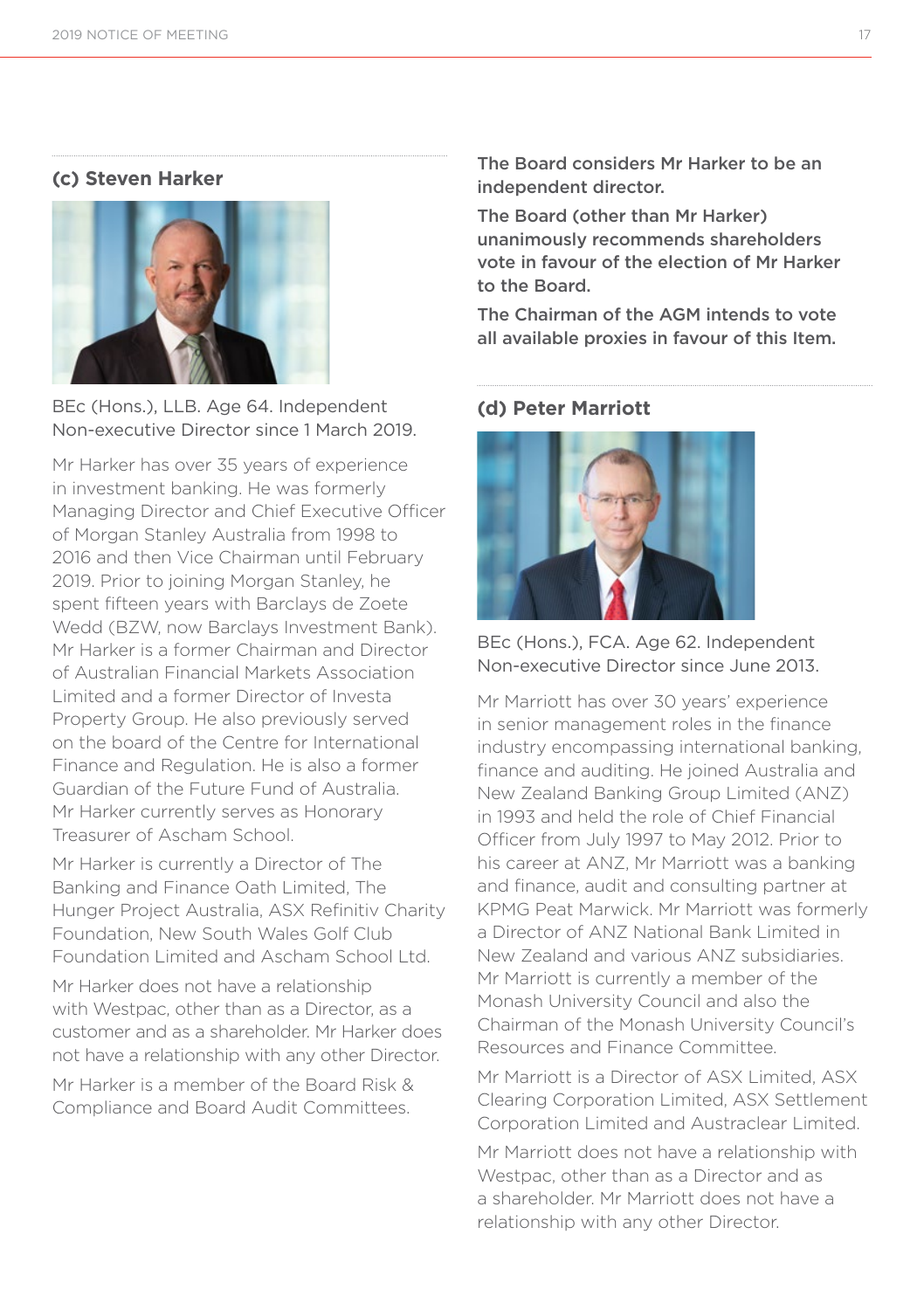### (c) Steven Harker

BEc (Hons.), LLB. Age 64. Independent Non-executive Director since 1 March 2019.

Mr Harker has over 35 years of experience in investment banking. He was formerly Managing Director and Chief Executive Officer of Morgan Stanley Australia from 1998 to 2016 and then Vice Chairman until February 2019. Prior to joining Morgan Stanley, he spent fifteen years with Barclays de Zoete Wedd (BZW, now Barclays Investment Bank). Mr Harker is a former Chairman and Director of Australian Financial Markets Association Limited and a former Director of Investa Property Group. He also previously served on the board of the Centre for International Finance and Regulation. He is also a former Guardian of the Future Fund of Australia. Mr Harker currently serves as Honorary Treasurer of Ascham School.

Mr Harker is currently a Director of The Banking and Finance Oath Limited, The Hunger Project Australia, ASX Refinitiv Charity Foundation, New South Wales Golf Club Foundation Limited and Ascham School Ltd.

Mr Harker does not have a relationship with Westpac, other than as a Director, as a customer and as a shareholder. Mr Harker does not have a relationship with any other Director.

Mr Harker is a member of the Board Risk & Compliance and Board Audit Committees.

**The Board considers Mr Harker to be an independent director.**

**The Board (other than Mr Harker) unanimously recommends shareholders vote in favour of the election of Mr Harker to the Board.**

**The Chairman of the AGM intends to vote all available proxies in favour of this Item.**

### (d) Peter Marriott

BEc (Hons.), FCA. Age 62. Independent Non-executive Director since June 2013.

Mr Marriott has over 30 years' experience in senior management roles in the finance industry encompassing international banking, finance and auditing. He joined Australia and New Zealand Banking Group Limited (ANZ) in 1993 and held the role of Chief Financial Officer from July 1997 to May 2012. Prior to his career at ANZ, Mr Marriott was a banking and finance, audit and consulting partner at KPMG Peat Marwick. Mr Marriott was formerly a Director of ANZ National Bank Limited in New Zealand and various ANZ subsidiaries. Mr Marriott is currently a member of the Monash University Council and also the Chairman of the Monash University Council's Resources and Finance Committee.

Mr Marriott is a Director of ASX Limited, ASX Clearing Corporation Limited, ASX Settlement Corporation Limited and Austraclear Limited.

Mr Marriott does not have a relationship with Westpac, other than as a Director and as a shareholder. Mr Marriott does not have a relationship with any other Director.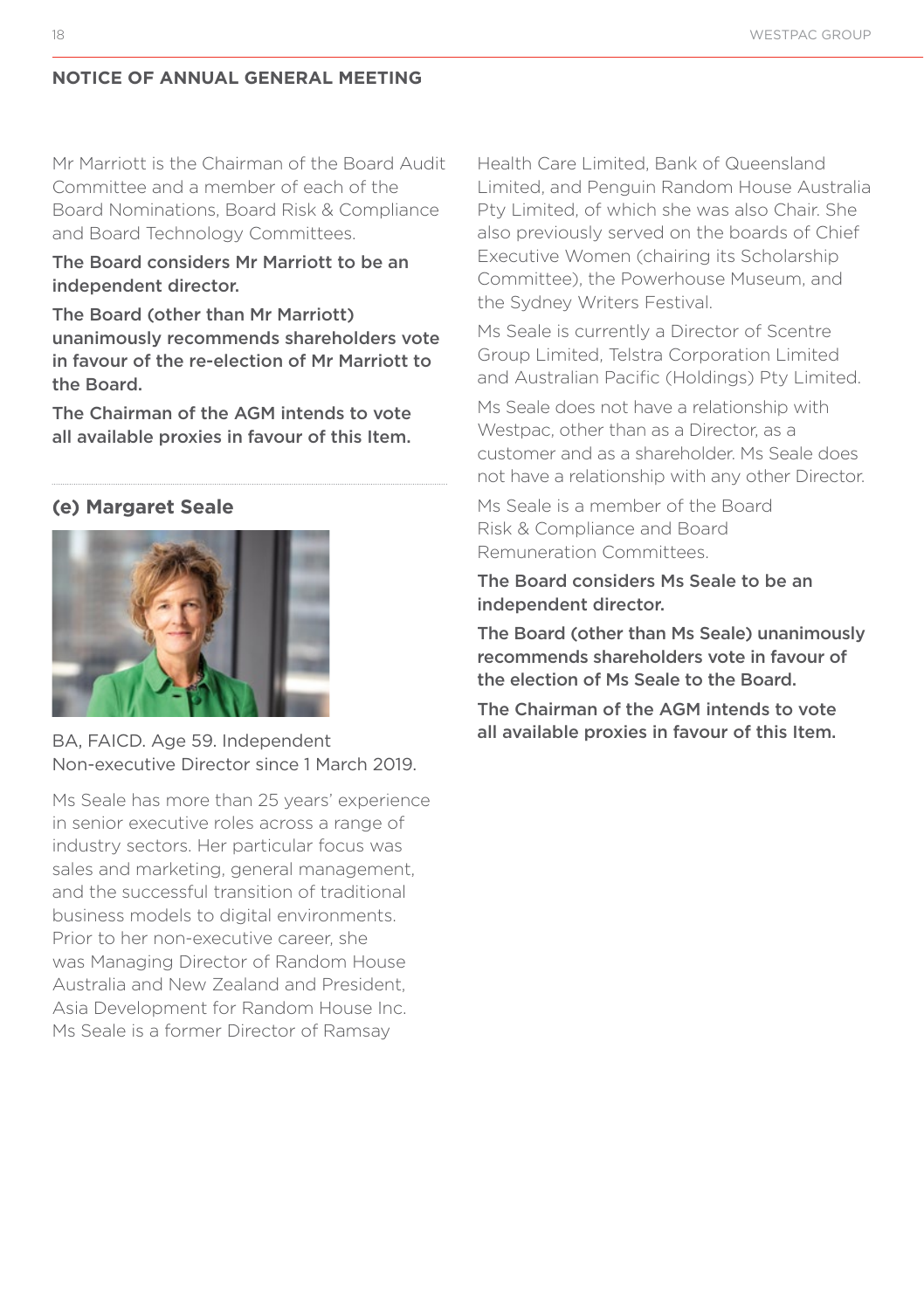## NOTICE OF ANNUAL GENERAL MEETING

Mr Marriott is the Chairman of the Board Audit Committee and a member of each of the Board Nominations, Board Risk & Compliance and Board Technology Committees.

**The Board considers Mr Marriott to be an independent director.**

**The Board (other than Mr Marriott) unanimously recommends shareholders vote in favour of the re-election of Mr Marriott to the Board.**

**The Chairman of the AGM intends to vote all available proxies in favour of this Item.**

### (e) Margaret Seale

BA, FAICD. Age 59. Independent Non-executive Director since 1 March 2019.

Ms Seale has more than 25 years' experience in senior executive roles across a range of industry sectors. Her particular focus was sales and marketing, general management, and the successful transition of traditional business models to digital environments. Prior to her non-executive career, she was Managing Director of Random House Australia and New Zealand and President, Asia Development for Random House Inc. Ms Seale is a former Director of Ramsay Health Care Limited, Bank of Queensland Limited, and Penguin Random House Australia Pty Limited, of which she was also Chair. She also previously served on the boards of Chief Executive Women (chairing its Scholarship Committee), the Powerhouse Museum, and the Sydney Writers Festival.

Ms Seale is currently a Director of Scentre Group Limited, Telstra Corporation Limited and Australian Pacific (Holdings) Pty Limited.

Ms Seale does not have a relationship with Westpac, other than as a Director, as a customer and as a shareholder. Ms Seale does not have a relationship with any other Director.

Ms Seale is a member of the Board Risk & Compliance and Board Remuneration Committees.

**The Board considers Ms Seale to be an independent director.**

**The Board (other than Ms Seale) unanimously recommends shareholders vote in favour of the election of Ms Seale to the Board.**

**The Chairman of the AGM intends to vote all available proxies in favour of this Item.**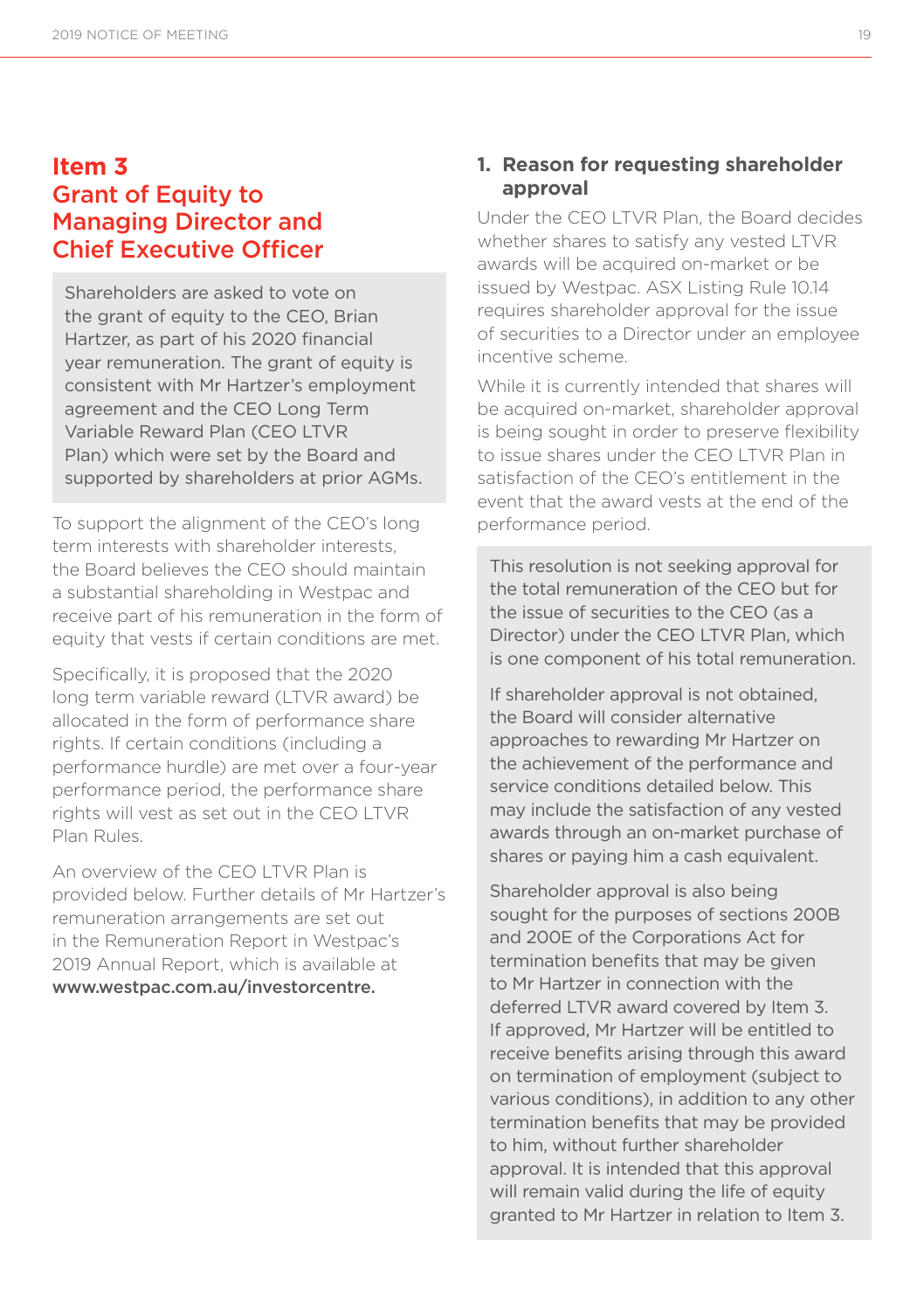# Item 3 Grant of Equity to Managing Director and Chief Executive Officer

Shareholders are asked to vote on the grant of equity to the CEO, Brian Hartzer, as part of his 2020 financial year remuneration. The grant of equity is consistent with Mr Hartzer's employment agreement and the CEO Long Term Variable Reward Plan (CEO LTVR Plan) which were set by the Board and supported by shareholders at prior AGMs.

To support the alignment of the CEO's long term interests with shareholder interests, the Board believes the CEO should maintain a substantial shareholding in Westpac and receive part of his remuneration in the form of equity that vests if certain conditions are met.

Specifically, it is proposed that the 2020 long term variable reward (LTVR award) be allocated in the form of performance share rights. If certain conditions (including a performance hurdle) are met over a four-year performance period, the performance share rights will vest as set out in the CEO LTVR Plan Rules.

An overview of the CEO LTVR Plan is provided below. Further details of Mr Hartzer's remuneration arrangements are set out in the Remuneration Report in Westpac's 2019 Annual Report, which is available at **www.westpac.com.au/investorcentre.**

## 1. Reason for requesting shareholder approval

Under the CEO LTVR Plan, the Board decides whether shares to satisfy any vested LTVR awards will be acquired on-market or be issued by Westpac. ASX Listing Rule 10.14 requires shareholder approval for the issue of securities to a Director under an employee incentive scheme.

While it is currently intended that shares will be acquired on-market, shareholder approval is being sought in order to preserve flexibility to issue shares under the CEO LTVR Plan in satisfaction of the CEO's entitlement in the event that the award vests at the end of the performance period.

This resolution is not seeking approval for the total remuneration of the CEO but for the issue of securities to the CEO (as a Director) under the CEO LTVR Plan, which is one component of his total remuneration.

If shareholder approval is not obtained, the Board will consider alternative approaches to rewarding Mr Hartzer on the achievement of the performance and service conditions detailed below. This may include the satisfaction of any vested awards through an on-market purchase of shares or paying him a cash equivalent.

Shareholder approval is also being sought for the purposes of sections 200B and 200E of the Corporations Act for termination benefits that may be given to Mr Hartzer in connection with the deferred LTVR award covered by Item 3. If approved, Mr Hartzer will be entitled to receive benefits arising through this award on termination of employment (subject to various conditions), in addition to any other termination benefits that may be provided to him, without further shareholder approval. It is intended that this approval will remain valid during the life of equity granted to Mr Hartzer in relation to Item 3.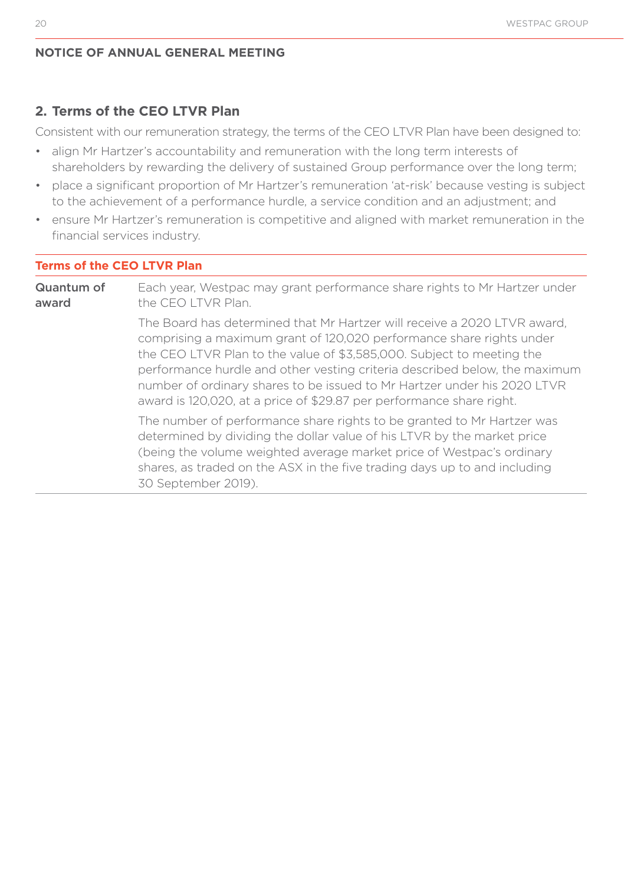**NOTICE OF ANNUAL GENERAL MEETING**

## 2. Terms of the CEO LTVR Plan

Consistent with our remuneration strategy, the terms of the CEO LTVR Plan have been designed to:

- align Mr Hartzer's accountability and remuneration with the long term interests of shareholders by rewarding the delivery of sustained Group performance over the long term;
- place a significant proportion of Mr Hartzer's remuneration 'at-risk' because vesting is subject to the achievement of a performance hurdle, a service condition and an adjustment; and
- ensure Mr Hartzer's remuneration is competitive and aligned with market remuneration in the financial services industry.

| Terms of the CEO LTVR Plan | |
|---|---|
| **Quantum of award** | Each year, Westpac may grant performance share rights to Mr Hartzer under the CEO LTVR Plan.<br><br>The Board has determined that Mr Hartzer will receive a 2020 LTVR award, comprising a maximum grant of 120,020 performance share rights under the CEO LTVR Plan to the value of $3,585,000. Subject to meeting the performance hurdle and other vesting criteria described below, the maximum number of ordinary shares to be issued to Mr Hartzer under his 2020 LTVR award is 120,020, at a price of $29.87 per performance share right.<br><br>The number of performance share rights to be granted to Mr Hartzer was determined by dividing the dollar value of his LTVR by the market price (being the volume weighted average market price of Westpac's ordinary shares, as traded on the ASX in the five trading days up to and including 30 September 2019). |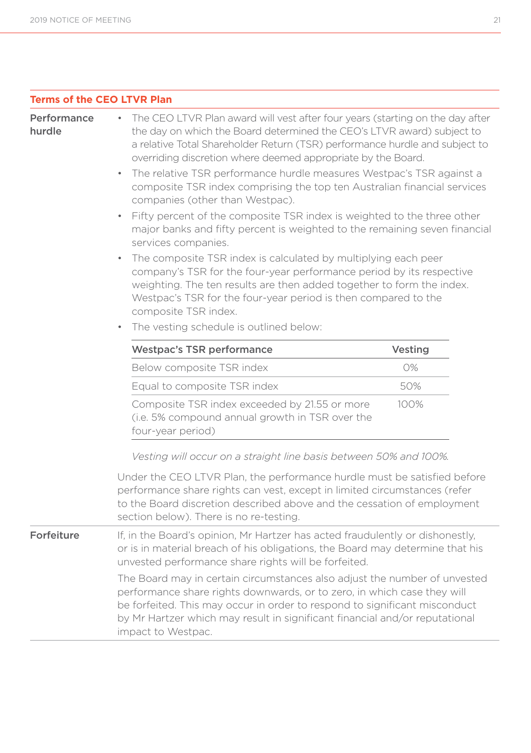## Terms of the CEO LTVR Plan

**Performance hurdle**

- The CEO LTVR Plan award will vest after four years (starting on the day after the day on which the Board determined the CEO's LTVR award) subject to a relative Total Shareholder Return (TSR) performance hurdle and subject to overriding discretion where deemed appropriate by the Board.
- The relative TSR performance hurdle measures Westpac's TSR against a composite TSR index comprising the top ten Australian financial services companies (other than Westpac).
- Fifty percent of the composite TSR index is weighted to the three other major banks and fifty percent is weighted to the remaining seven financial services companies.
- The composite TSR index is calculated by multiplying each peer company's TSR for the four-year performance period by its respective weighting. The ten results are then added together to form the index. Westpac's TSR for the four-year period is then compared to the composite TSR index.
- The vesting schedule is outlined below:

| Westpac's TSR performance | Vesting |
|---|---|
| Below composite TSR index | 0% |
| Equal to composite TSR index | 50% |
| Composite TSR index exceeded by 21.55 or more (i.e. 5% compound annual growth in TSR over the four-year period) | 100% |

*Vesting will occur on a straight line basis between 50% and 100%.*

Under the CEO LTVR Plan, the performance hurdle must be satisfied before performance share rights can vest, except in limited circumstances (refer to the Board discretion described above and the cessation of employment section below). There is no re-testing.

**Forfeiture**

If, in the Board's opinion, Mr Hartzer has acted fraudulently or dishonestly, or is in material breach of his obligations, the Board may determine that his unvested performance share rights will be forfeited.

The Board may in certain circumstances also adjust the number of unvested performance share rights downwards, or to zero, in which case they will be forfeited. This may occur in order to respond to significant misconduct by Mr Hartzer which may result in significant financial and/or reputational impact to Westpac.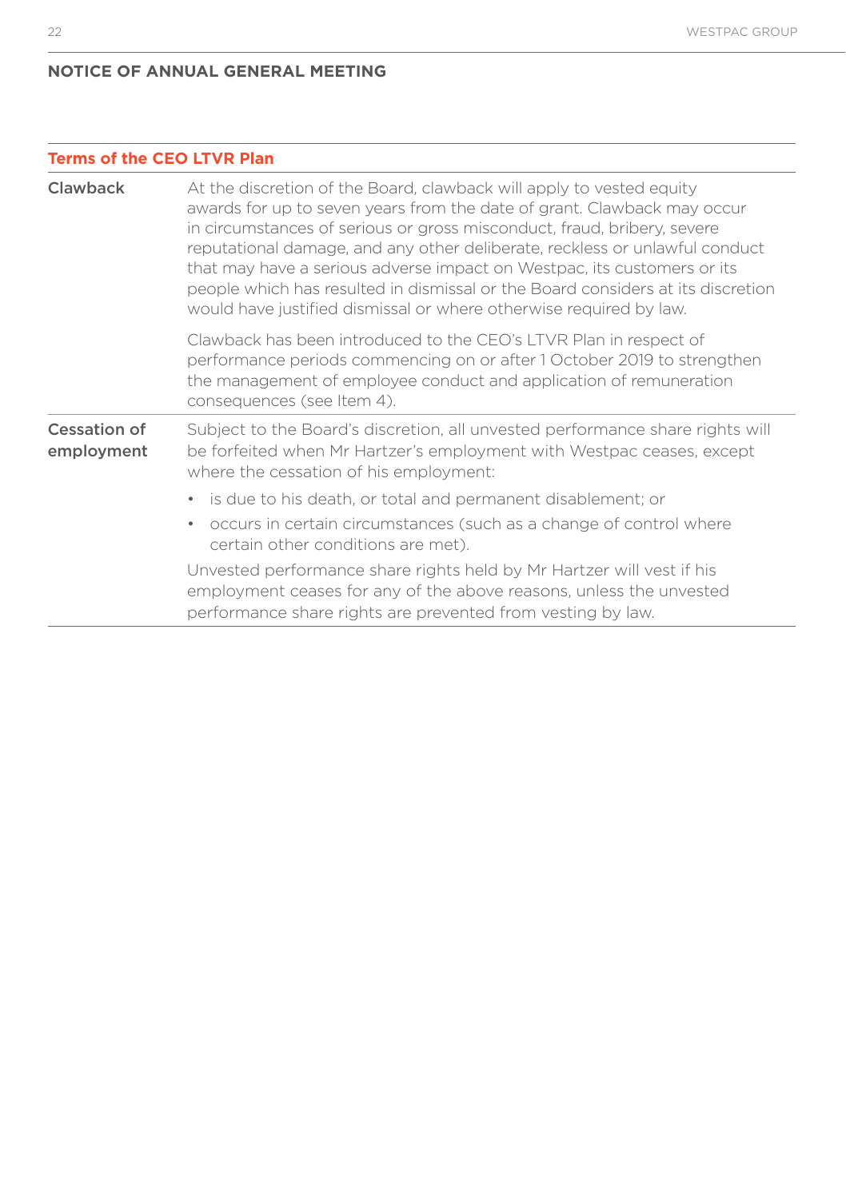## NOTICE OF ANNUAL GENERAL MEETING

| Terms of the CEO LTVR Plan | |
|---|---|
| Clawback | At the discretion of the Board, clawback will apply to vested equity awards for up to seven years from the date of grant. Clawback may occur in circumstances of serious or gross misconduct, fraud, bribery, severe reputational damage, and any other deliberate, reckless or unlawful conduct that may have a serious adverse impact on Westpac, its customers or its people which has resulted in dismissal or the Board considers at its discretion would have justified dismissal or where otherwise required by law.<br><br>Clawback has been introduced to the CEO's LTVR Plan in respect of performance periods commencing on or after 1 October 2019 to strengthen the management of employee conduct and application of remuneration consequences (see Item 4). |
| Cessation of employment | Subject to the Board's discretion, all unvested performance share rights will be forfeited when Mr Hartzer's employment with Westpac ceases, except where the cessation of his employment:<br><br>• is due to his death, or total and permanent disablement; or<br>• occurs in certain circumstances (such as a change of control where certain other conditions are met).<br><br>Unvested performance share rights held by Mr Hartzer will vest if his employment ceases for any of the above reasons, unless the unvested performance share rights are prevented from vesting by law. |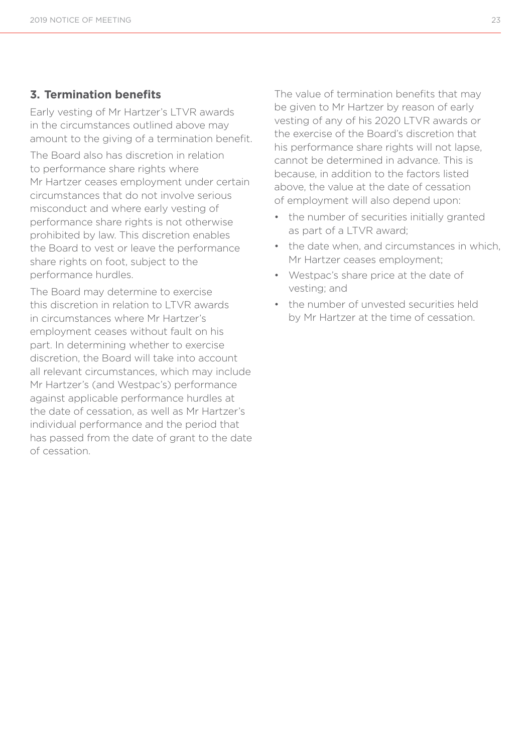## 3. Termination benefits

Early vesting of Mr Hartzer's LTVR awards in the circumstances outlined above may amount to the giving of a termination benefit.

The Board also has discretion in relation to performance share rights where Mr Hartzer ceases employment under certain circumstances that do not involve serious misconduct and where early vesting of performance share rights is not otherwise prohibited by law. This discretion enables the Board to vest or leave the performance share rights on foot, subject to the performance hurdles.

The Board may determine to exercise this discretion in relation to LTVR awards in circumstances where Mr Hartzer's employment ceases without fault on his part. In determining whether to exercise discretion, the Board will take into account all relevant circumstances, which may include Mr Hartzer's (and Westpac's) performance against applicable performance hurdles at the date of cessation, as well as Mr Hartzer's individual performance and the period that has passed from the date of grant to the date of cessation.

The value of termination benefits that may be given to Mr Hartzer by reason of early vesting of any of his 2020 LTVR awards or the exercise of the Board's discretion that his performance share rights will not lapse, cannot be determined in advance. This is because, in addition to the factors listed above, the value at the date of cessation of employment will also depend upon:

- the number of securities initially granted as part of a LTVR award;
- the date when, and circumstances in which, Mr Hartzer ceases employment;
- Westpac's share price at the date of vesting; and
- the number of unvested securities held by Mr Hartzer at the time of cessation.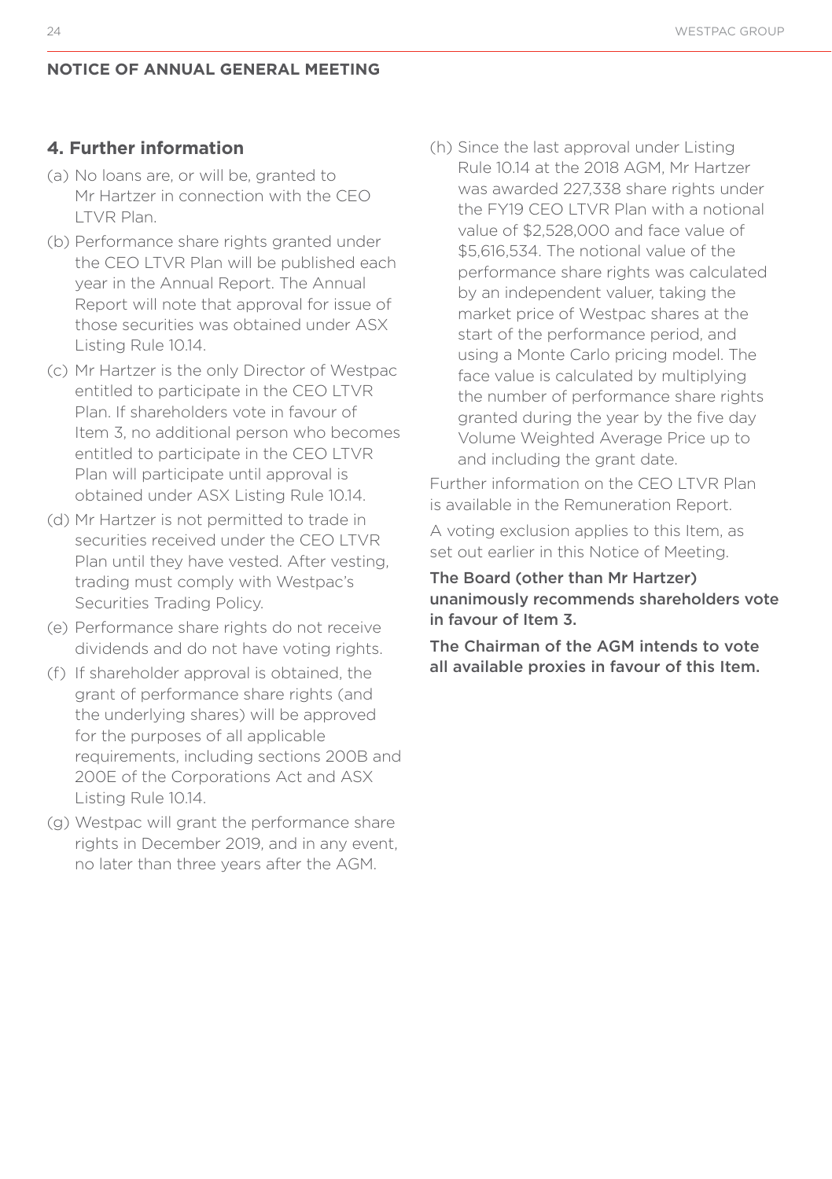**NOTICE OF ANNUAL GENERAL MEETING**

## 4. Further information

(a) No loans are, or will be, granted to Mr Hartzer in connection with the CEO LTVR Plan.

(b) Performance share rights granted under the CEO LTVR Plan will be published each year in the Annual Report. The Annual Report will note that approval for issue of those securities was obtained under ASX Listing Rule 10.14.

(c) Mr Hartzer is the only Director of Westpac entitled to participate in the CEO LTVR Plan. If shareholders vote in favour of Item 3, no additional person who becomes entitled to participate in the CEO LTVR Plan will participate until approval is obtained under ASX Listing Rule 10.14.

(d) Mr Hartzer is not permitted to trade in securities received under the CEO LTVR Plan until they have vested. After vesting, trading must comply with Westpac's Securities Trading Policy.

(e) Performance share rights do not receive dividends and do not have voting rights.

(f) If shareholder approval is obtained, the grant of performance share rights (and the underlying shares) will be approved for the purposes of all applicable requirements, including sections 200B and 200E of the Corporations Act and ASX Listing Rule 10.14.

(g) Westpac will grant the performance share rights in December 2019, and in any event, no later than three years after the AGM.

(h) Since the last approval under Listing Rule 10.14 at the 2018 AGM, Mr Hartzer was awarded 227,338 share rights under the FY19 CEO LTVR Plan with a notional value of $2,528,000 and face value of $5,616,534. The notional value of the performance share rights was calculated by an independent valuer, taking the market price of Westpac shares at the start of the performance period, and using a Monte Carlo pricing model. The face value is calculated by multiplying the number of performance share rights granted during the year by the five day Volume Weighted Average Price up to and including the grant date.

Further information on the CEO LTVR Plan is available in the Remuneration Report.

A voting exclusion applies to this Item, as set out earlier in this Notice of Meeting.

**The Board (other than Mr Hartzer) unanimously recommends shareholders vote in favour of Item 3.**

**The Chairman of the AGM intends to vote all available proxies in favour of this Item.**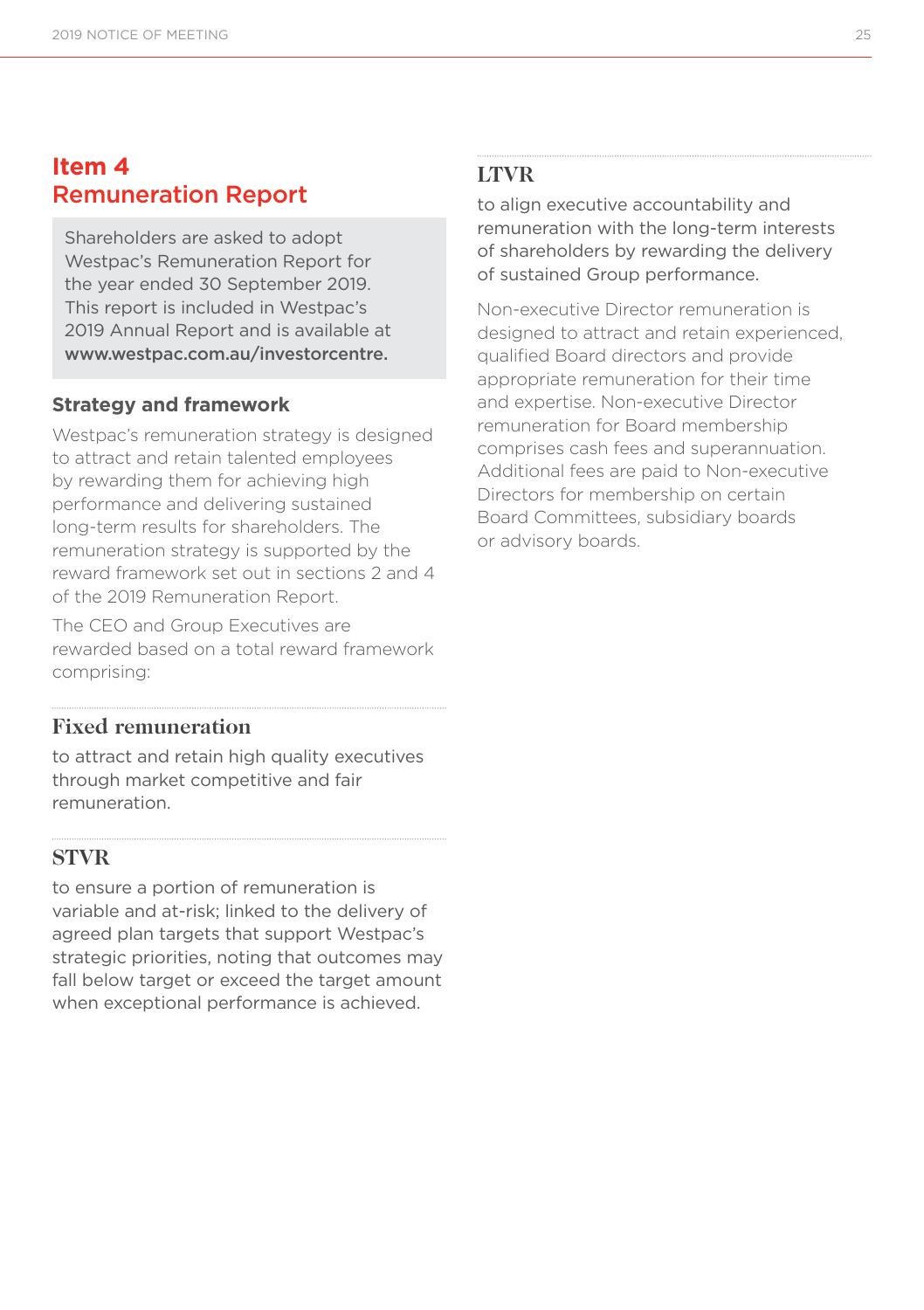## Item 4
## Remuneration Report

Shareholders are asked to adopt Westpac's Remuneration Report for the year ended 30 September 2019. This report is included in Westpac's 2019 Annual Report and is available at **www.westpac.com.au/investorcentre.**

### Strategy and framework

Westpac's remuneration strategy is designed to attract and retain talented employees by rewarding them for achieving high performance and delivering sustained long-term results for shareholders. The remuneration strategy is supported by the reward framework set out in sections 2 and 4 of the 2019 Remuneration Report.

The CEO and Group Executives are rewarded based on a total reward framework comprising:

#### Fixed remuneration

to attract and retain high quality executives through market competitive and fair remuneration.

#### STVR

to ensure a portion of remuneration is variable and at-risk; linked to the delivery of agreed plan targets that support Westpac's strategic priorities, noting that outcomes may fall below target or exceed the target amount when exceptional performance is achieved.

#### LTVR

to align executive accountability and remuneration with the long-term interests of shareholders by rewarding the delivery of sustained Group performance.

Non-executive Director remuneration is designed to attract and retain experienced, qualified Board directors and provide appropriate remuneration for their time and expertise. Non-executive Director remuneration for Board membership comprises cash fees and superannuation. Additional fees are paid to Non-executive Directors for membership on certain Board Committees, subsidiary boards or advisory boards.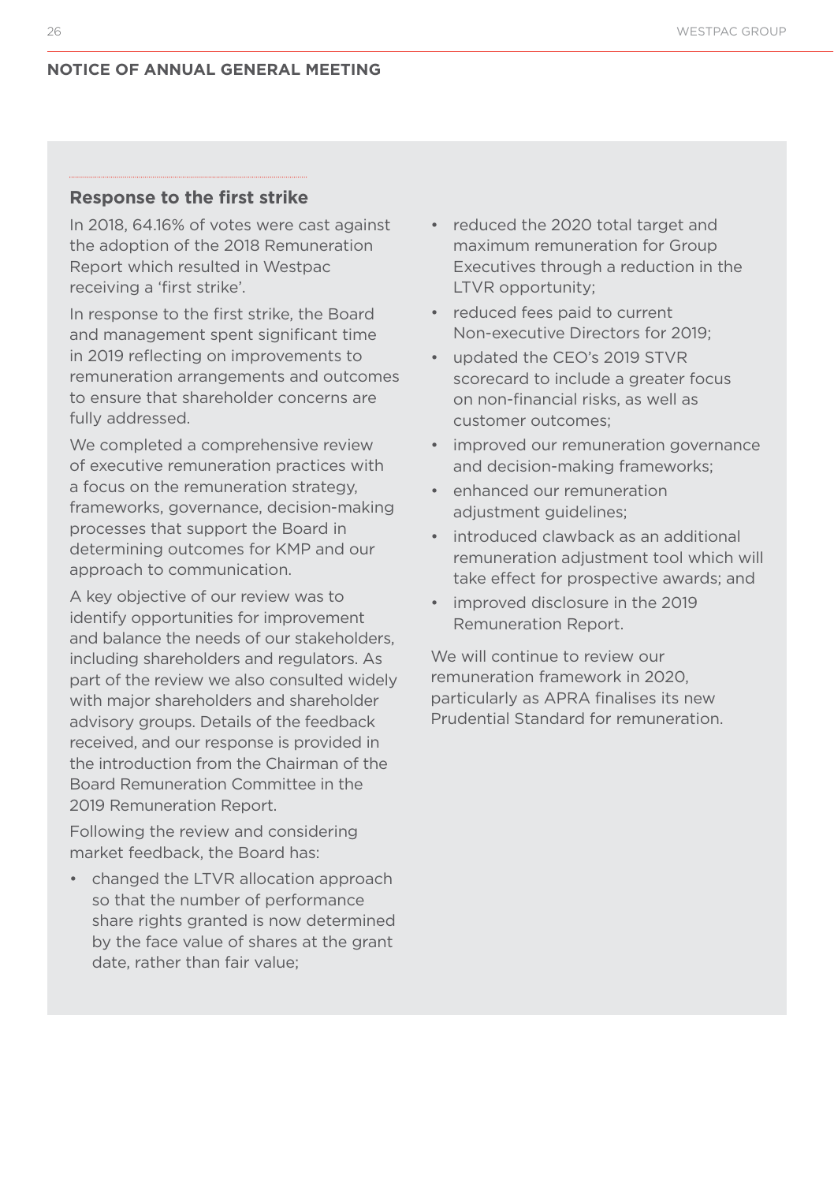## Response to the first strike

In 2018, 64.16% of votes were cast against the adoption of the 2018 Remuneration Report which resulted in Westpac receiving a 'first strike'.

In response to the first strike, the Board and management spent significant time in 2019 reflecting on improvements to remuneration arrangements and outcomes to ensure that shareholder concerns are fully addressed.

We completed a comprehensive review of executive remuneration practices with a focus on the remuneration strategy, frameworks, governance, decision-making processes that support the Board in determining outcomes for KMP and our approach to communication.

A key objective of our review was to identify opportunities for improvement and balance the needs of our stakeholders, including shareholders and regulators. As part of the review we also consulted widely with major shareholders and shareholder advisory groups. Details of the feedback received, and our response is provided in the introduction from the Chairman of the Board Remuneration Committee in the 2019 Remuneration Report.

Following the review and considering market feedback, the Board has:

- changed the LTVR allocation approach so that the number of performance share rights granted is now determined by the face value of shares at the grant date, rather than fair value;
- reduced the 2020 total target and maximum remuneration for Group Executives through a reduction in the LTVR opportunity;
- reduced fees paid to current Non-executive Directors for 2019;
- updated the CEO's 2019 STVR scorecard to include a greater focus on non-financial risks, as well as customer outcomes;
- improved our remuneration governance and decision-making frameworks;
- enhanced our remuneration adjustment guidelines;
- introduced clawback as an additional remuneration adjustment tool which will take effect for prospective awards; and
- improved disclosure in the 2019 Remuneration Report.

We will continue to review our remuneration framework in 2020, particularly as APRA finalises its new Prudential Standard for remuneration.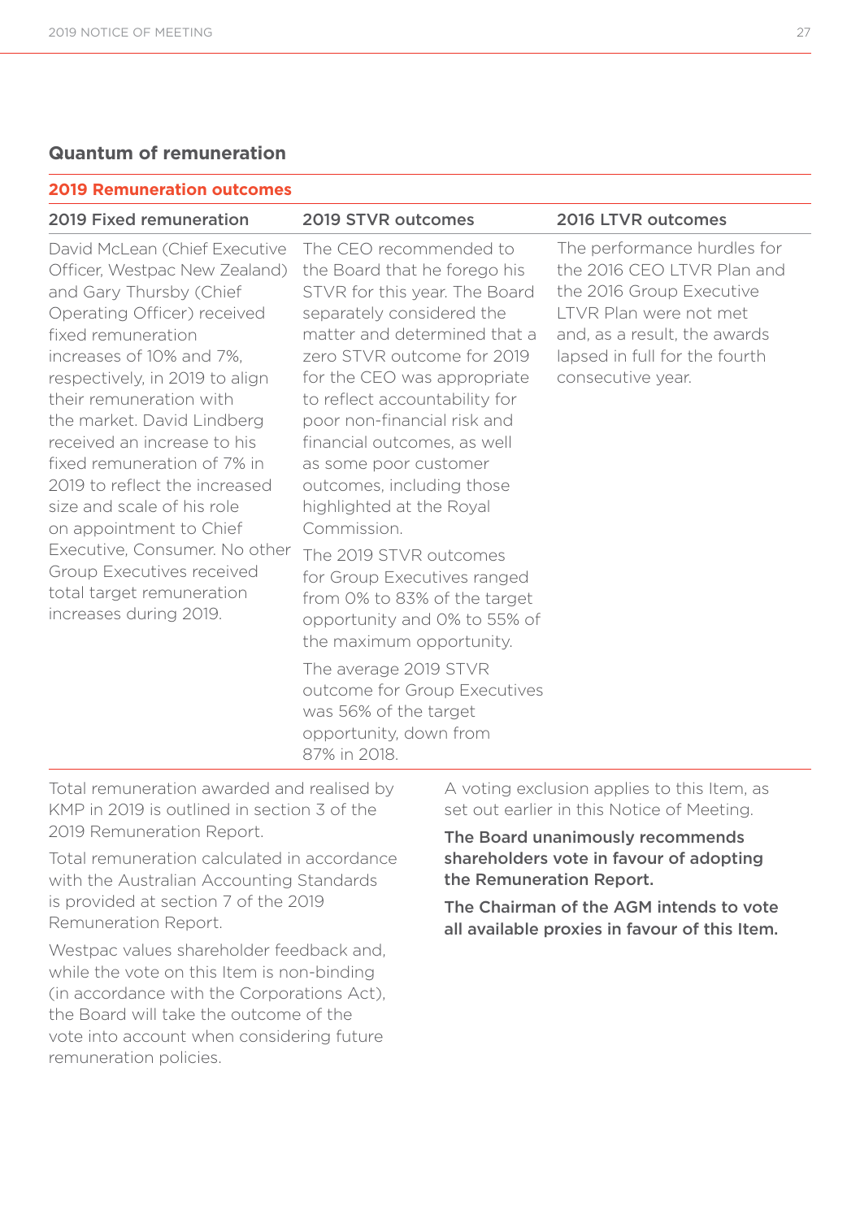## Quantum of remuneration

| 2019 Remuneration outcomes | | |
|---|---|---|
| **2019 Fixed remuneration** | **2019 STVR outcomes** | **2016 LTVR outcomes** |
| David McLean (Chief Executive Officer, Westpac New Zealand) and Gary Thursby (Chief Operating Officer) received fixed remuneration increases of 10% and 7%, respectively, in 2019 to align their remuneration with the market. David Lindberg received an increase to his fixed remuneration of 7% in 2019 to reflect the increased size and scale of his role on appointment to Chief Executive, Consumer. No other Group Executives received total target remuneration increases during 2019. | The CEO recommended to the Board that he forego his STVR for this year. The Board separately considered the matter and determined that a zero STVR outcome for 2019 for the CEO was appropriate to reflect accountability for poor non-financial risk and financial outcomes, as well as some poor customer outcomes, including those highlighted at the Royal Commission.<br><br>The 2019 STVR outcomes for Group Executives ranged from 0% to 83% of the target opportunity and 0% to 55% of the maximum opportunity.<br><br>The average 2019 STVR outcome for Group Executives was 56% of the target opportunity, down from 87% in 2018. | The performance hurdles for the 2016 CEO LTVR Plan and the 2016 Group Executive LTVR Plan were not met and, as a result, the awards lapsed in full for the fourth consecutive year. |

Total remuneration awarded and realised by KMP in 2019 is outlined in section 3 of the 2019 Remuneration Report.

Total remuneration calculated in accordance with the Australian Accounting Standards is provided at section 7 of the 2019 Remuneration Report.

Westpac values shareholder feedback and, while the vote on this Item is non-binding (in accordance with the Corporations Act), the Board will take the outcome of the vote into account when considering future remuneration policies.

A voting exclusion applies to this Item, as set out earlier in this Notice of Meeting.

**The Board unanimously recommends shareholders vote in favour of adopting the Remuneration Report.**

**The Chairman of the AGM intends to vote all available proxies in favour of this Item.**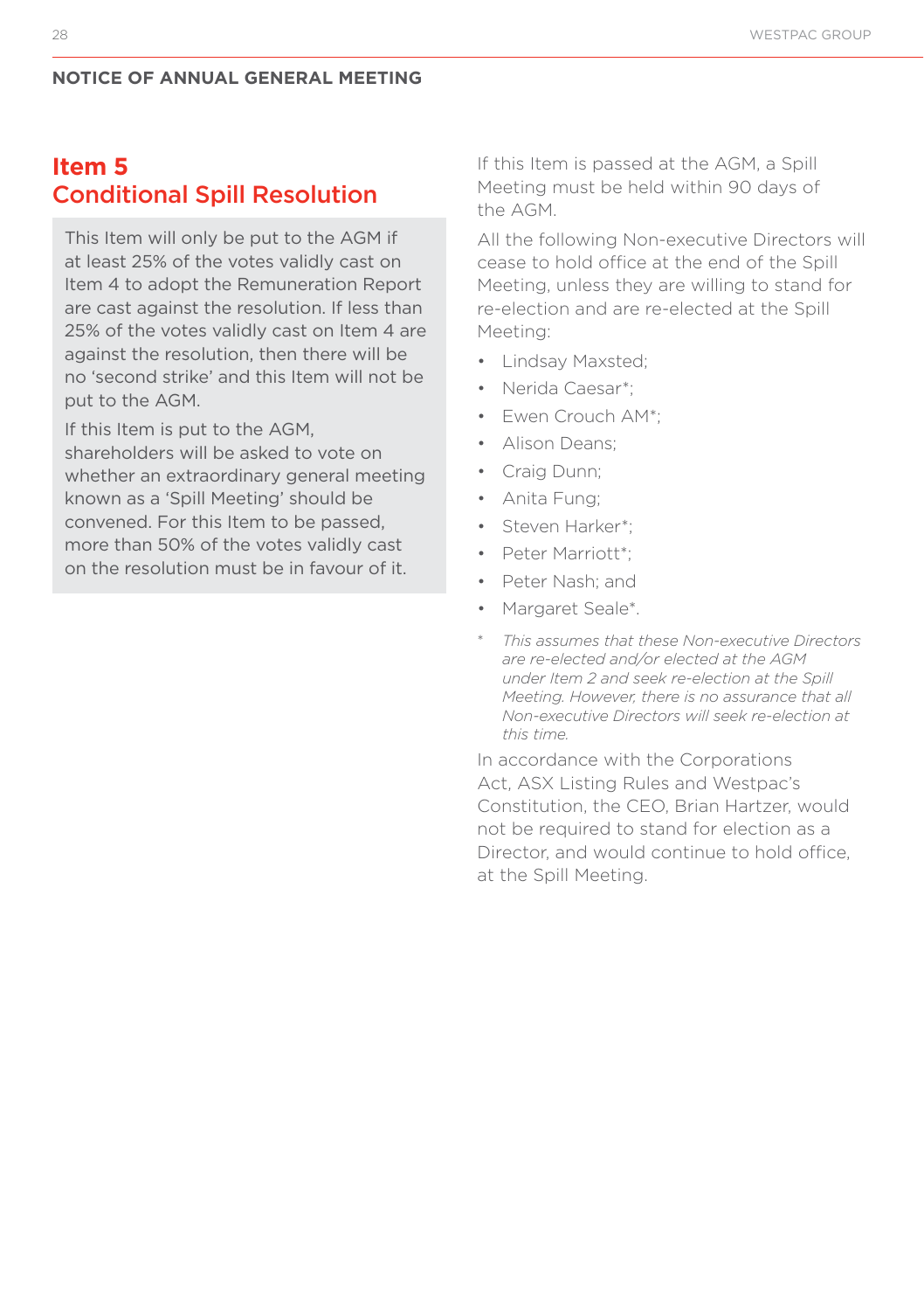## Item 5
## Conditional Spill Resolution

This Item will only be put to the AGM if at least 25% of the votes validly cast on Item 4 to adopt the Remuneration Report are cast against the resolution. If less than 25% of the votes validly cast on Item 4 are against the resolution, then there will be no 'second strike' and this Item will not be put to the AGM.

If this Item is put to the AGM, shareholders will be asked to vote on whether an extraordinary general meeting known as a 'Spill Meeting' should be convened. For this Item to be passed, more than 50% of the votes validly cast on the resolution must be in favour of it.

If this Item is passed at the AGM, a Spill Meeting must be held within 90 days of the AGM.

All the following Non-executive Directors will cease to hold office at the end of the Spill Meeting, unless they are willing to stand for re-election and are re-elected at the Spill Meeting:

- Lindsay Maxsted;
- Nerida Caesar*;
- Ewen Crouch AM*;
- Alison Deans;
- Craig Dunn;
- Anita Fung;
- Steven Harker*;
- Peter Marriott*;
- Peter Nash; and
- Margaret Seale*.

\* *This assumes that these Non-executive Directors are re-elected and/or elected at the AGM under Item 2 and seek re-election at the Spill Meeting. However, there is no assurance that all Non-executive Directors will seek re-election at this time.*

In accordance with the Corporations Act, ASX Listing Rules and Westpac's Constitution, the CEO, Brian Hartzer, would not be required to stand for election as a Director, and would continue to hold office, at the Spill Meeting.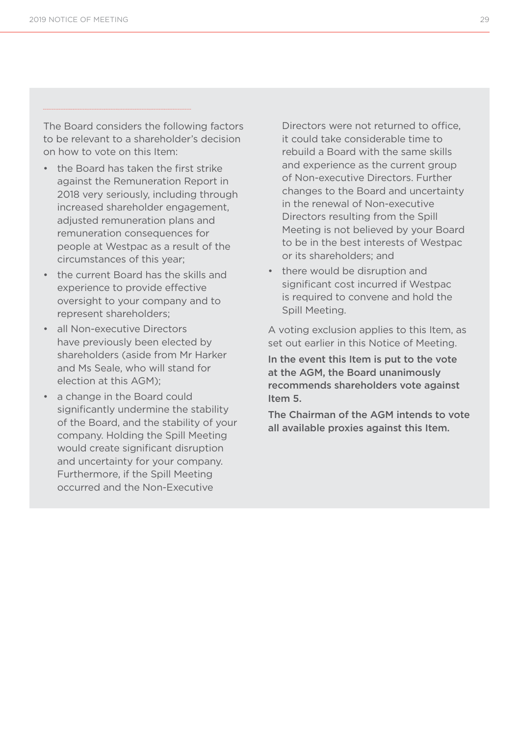The Board considers the following factors to be relevant to a shareholder's decision on how to vote on this Item:

- the Board has taken the first strike against the Remuneration Report in 2018 very seriously, including through increased shareholder engagement, adjusted remuneration plans and remuneration consequences for people at Westpac as a result of the circumstances of this year;
- the current Board has the skills and experience to provide effective oversight to your company and to represent shareholders;
- all Non-executive Directors have previously been elected by shareholders (aside from Mr Harker and Ms Seale, who will stand for election at this AGM);
- a change in the Board could significantly undermine the stability of the Board, and the stability of your company. Holding the Spill Meeting would create significant disruption and uncertainty for your company. Furthermore, if the Spill Meeting occurred and the Non-Executive Directors were not returned to office, it could take considerable time to rebuild a Board with the same skills and experience as the current group of Non-executive Directors. Further changes to the Board and uncertainty in the renewal of Non-executive Directors resulting from the Spill Meeting is not believed by your Board to be in the best interests of Westpac or its shareholders; and
- there would be disruption and significant cost incurred if Westpac is required to convene and hold the Spill Meeting.

A voting exclusion applies to this Item, as set out earlier in this Notice of Meeting.

**In the event this Item is put to the vote at the AGM, the Board unanimously recommends shareholders vote against Item 5.**

**The Chairman of the AGM intends to vote all available proxies against this Item.**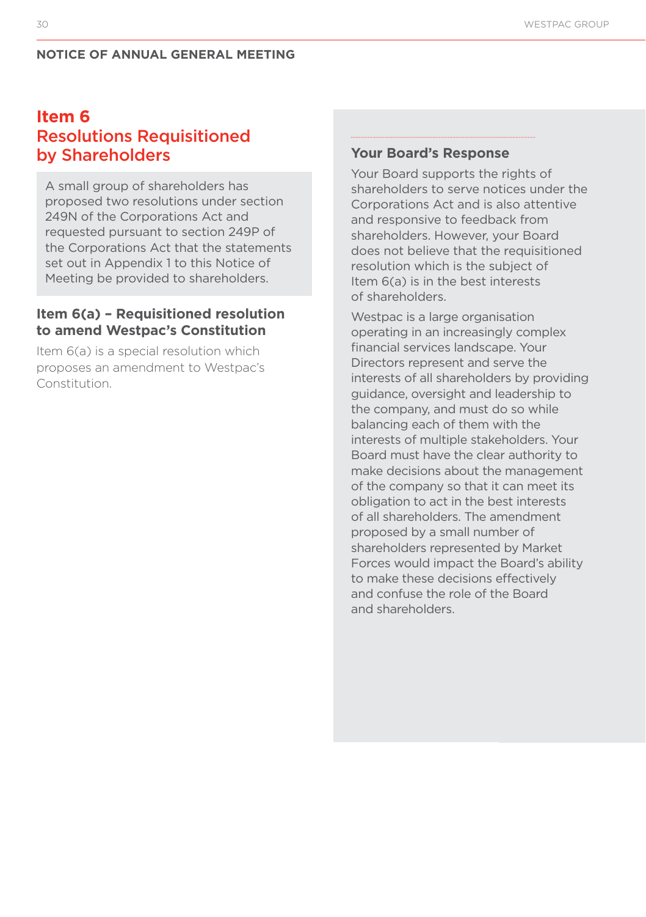NOTICE OF ANNUAL GENERAL MEETING

## Item 6
## Resolutions Requisitioned by Shareholders

A small group of shareholders has proposed two resolutions under section 249N of the Corporations Act and requested pursuant to section 249P of the Corporations Act that the statements set out in Appendix 1 to this Notice of Meeting be provided to shareholders.

### Item 6(a) – Requisitioned resolution to amend Westpac's Constitution

Item 6(a) is a special resolution which proposes an amendment to Westpac's Constitution.

### Your Board's Response

Your Board supports the rights of shareholders to serve notices under the Corporations Act and is also attentive and responsive to feedback from shareholders. However, your Board does not believe that the requisitioned resolution which is the subject of Item 6(a) is in the best interests of shareholders.

Westpac is a large organisation operating in an increasingly complex financial services landscape. Your Directors represent and serve the interests of all shareholders by providing guidance, oversight and leadership to the company, and must do so while balancing each of them with the interests of multiple stakeholders. Your Board must have the clear authority to make decisions about the management of the company so that it can meet its obligation to act in the best interests of all shareholders. The amendment proposed by a small number of shareholders represented by Market Forces would impact the Board's ability to make these decisions effectively and confuse the role of the Board and shareholders.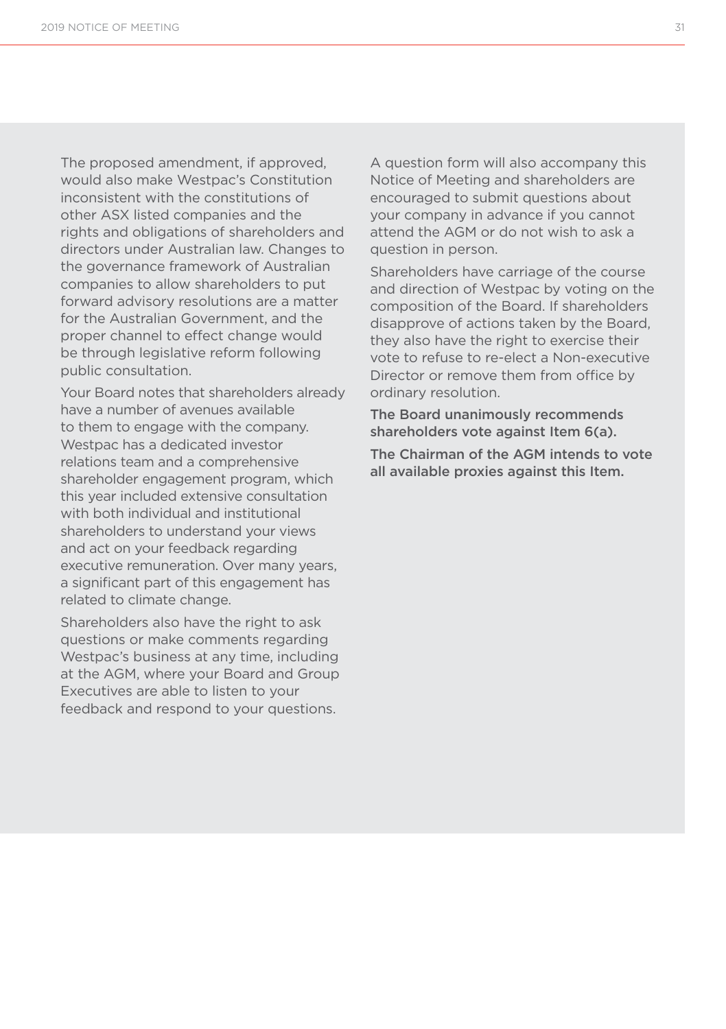The proposed amendment, if approved, would also make Westpac's Constitution inconsistent with the constitutions of other ASX listed companies and the rights and obligations of shareholders and directors under Australian law. Changes to the governance framework of Australian companies to allow shareholders to put forward advisory resolutions are a matter for the Australian Government, and the proper channel to effect change would be through legislative reform following public consultation.

Your Board notes that shareholders already have a number of avenues available to them to engage with the company. Westpac has a dedicated investor relations team and a comprehensive shareholder engagement program, which this year included extensive consultation with both individual and institutional shareholders to understand your views and act on your feedback regarding executive remuneration. Over many years, a significant part of this engagement has related to climate change.

Shareholders also have the right to ask questions or make comments regarding Westpac's business at any time, including at the AGM, where your Board and Group Executives are able to listen to your feedback and respond to your questions.

A question form will also accompany this Notice of Meeting and shareholders are encouraged to submit questions about your company in advance if you cannot attend the AGM or do not wish to ask a question in person.

Shareholders have carriage of the course and direction of Westpac by voting on the composition of the Board. If shareholders disapprove of actions taken by the Board, they also have the right to exercise their vote to refuse to re-elect a Non-executive Director or remove them from office by ordinary resolution.

**The Board unanimously recommends shareholders vote against Item 6(a).**

**The Chairman of the AGM intends to vote all available proxies against this Item.**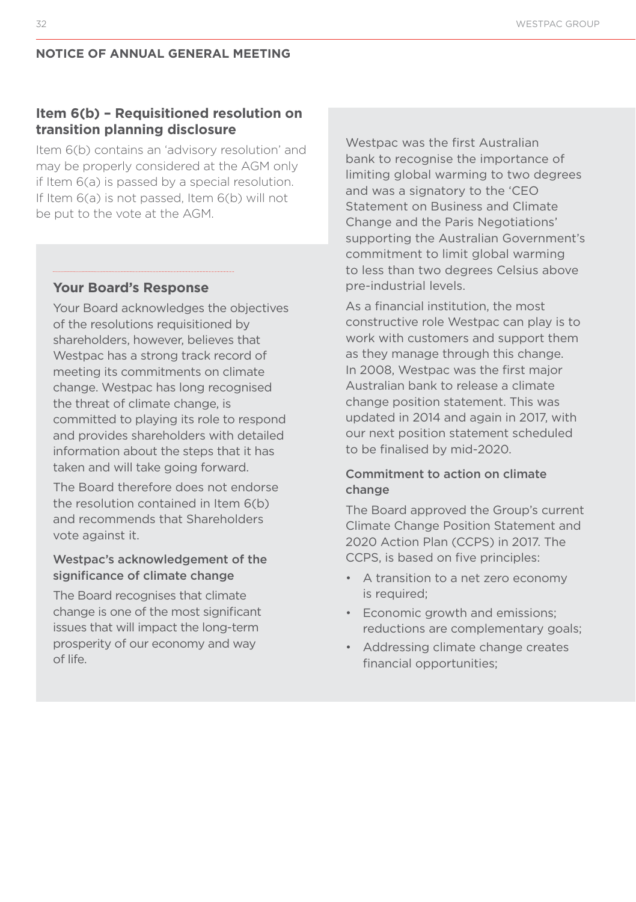## Item 6(b) – Requisitioned resolution on transition planning disclosure

Item 6(b) contains an 'advisory resolution' and may be properly considered at the AGM only if Item 6(a) is passed by a special resolution. If Item 6(a) is not passed, Item 6(b) will not be put to the vote at the AGM.

### Your Board's Response

Your Board acknowledges the objectives of the resolutions requisitioned by shareholders, however, believes that Westpac has a strong track record of meeting its commitments on climate change. Westpac has long recognised the threat of climate change, is committed to playing its role to respond and provides shareholders with detailed information about the steps that it has taken and will take going forward.

The Board therefore does not endorse the resolution contained in Item 6(b) and recommends that Shareholders vote against it.

#### Westpac's acknowledgement of the significance of climate change

The Board recognises that climate change is one of the most significant issues that will impact the long-term prosperity of our economy and way of life.

Westpac was the first Australian bank to recognise the importance of limiting global warming to two degrees and was a signatory to the 'CEO Statement on Business and Climate Change and the Paris Negotiations' supporting the Australian Government's commitment to limit global warming to less than two degrees Celsius above pre-industrial levels.

As a financial institution, the most constructive role Westpac can play is to work with customers and support them as they manage through this change. In 2008, Westpac was the first major Australian bank to release a climate change position statement. This was updated in 2014 and again in 2017, with our next position statement scheduled to be finalised by mid-2020.

#### Commitment to action on climate change

The Board approved the Group's current Climate Change Position Statement and 2020 Action Plan (CCPS) in 2017. The CCPS, is based on five principles:

- A transition to a net zero economy is required;
- Economic growth and emissions; reductions are complementary goals;
- Addressing climate change creates financial opportunities;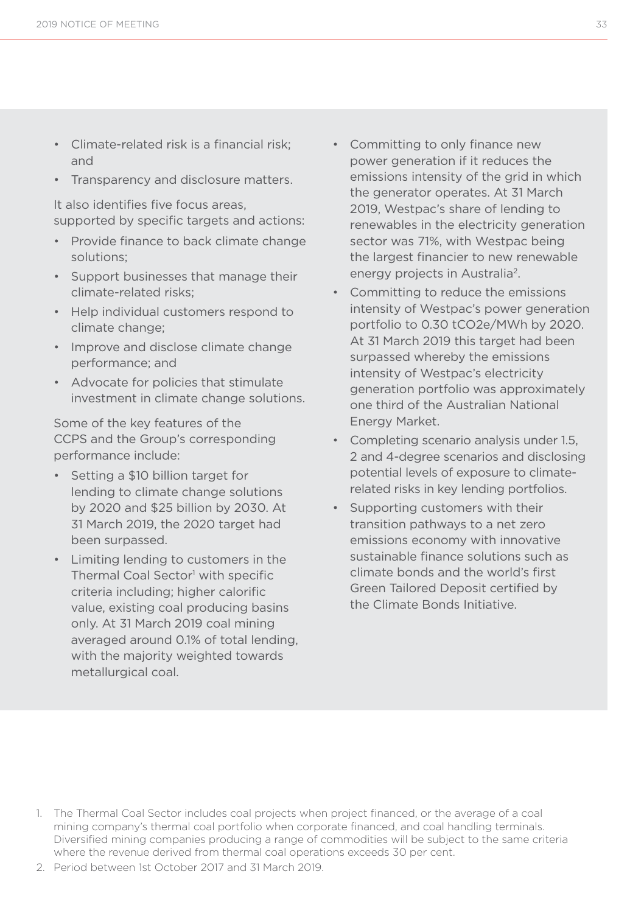- Climate-related risk is a financial risk; and
- Transparency and disclosure matters.

It also identifies five focus areas, supported by specific targets and actions:

- Provide finance to back climate change solutions;
- Support businesses that manage their climate-related risks;
- Help individual customers respond to climate change;
- Improve and disclose climate change performance; and
- Advocate for policies that stimulate investment in climate change solutions.

Some of the key features of the CCPS and the Group's corresponding performance include:

- Setting a $10 billion target for lending to climate change solutions by 2020 and $25 billion by 2030. At 31 March 2019, the 2020 target had been surpassed.
- Limiting lending to customers in the Thermal Coal Sector[1] with specific criteria including; higher calorific value, existing coal producing basins only. At 31 March 2019 coal mining averaged around 0.1% of total lending, with the majority weighted towards metallurgical coal.
- Committing to only finance new power generation if it reduces the emissions intensity of the grid in which the generator operates. At 31 March 2019, Westpac's share of lending to renewables in the electricity generation sector was 71%, with Westpac being the largest financier to new renewable energy projects in Australia[2].
- Committing to reduce the emissions intensity of Westpac's power generation portfolio to 0.30 $tCO_2e/MWh$ by 2020. At 31 March 2019 this target had been surpassed whereby the emissions intensity of Westpac's electricity generation portfolio was approximately one third of the Australian National Energy Market.
- Completing scenario analysis under 1.5, 2 and 4-degree scenarios and disclosing potential levels of exposure to climate-related risks in key lending portfolios.
- Supporting customers with their transition pathways to a net zero emissions economy with innovative sustainable finance solutions such as climate bonds and the world's first Green Tailored Deposit certified by the Climate Bonds Initiative.

1. The Thermal Coal Sector includes coal projects when project financed, or the average of a coal mining company's thermal coal portfolio when corporate financed, and coal handling terminals. Diversified mining companies producing a range of commodities will be subject to the same criteria where the revenue derived from thermal coal operations exceeds 30 per cent.
2. Period between 1st October 2017 and 31 March 2019.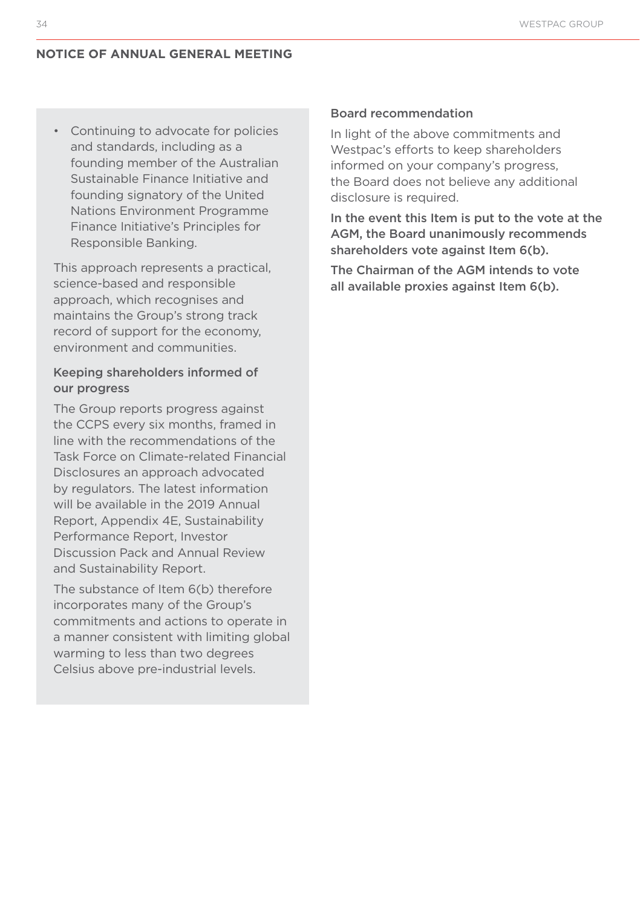- Continuing to advocate for policies and standards, including as a founding member of the Australian Sustainable Finance Initiative and founding signatory of the United Nations Environment Programme Finance Initiative's Principles for Responsible Banking.

This approach represents a practical, science-based and responsible approach, which recognises and maintains the Group's strong track record of support for the economy, environment and communities.

### Keeping shareholders informed of our progress

The Group reports progress against the CCPS every six months, framed in line with the recommendations of the Task Force on Climate-related Financial Disclosures an approach advocated by regulators. The latest information will be available in the 2019 Annual Report, Appendix 4E, Sustainability Performance Report, Investor Discussion Pack and Annual Review and Sustainability Report.

The substance of Item 6(b) therefore incorporates many of the Group's commitments and actions to operate in a manner consistent with limiting global warming to less than two degrees Celsius above pre-industrial levels.

### Board recommendation

In light of the above commitments and Westpac's efforts to keep shareholders informed on your company's progress, the Board does not believe any additional disclosure is required.

**In the event this Item is put to the vote at the AGM, the Board unanimously recommends shareholders vote against Item 6(b).**

**The Chairman of the AGM intends to vote all available proxies against Item 6(b).**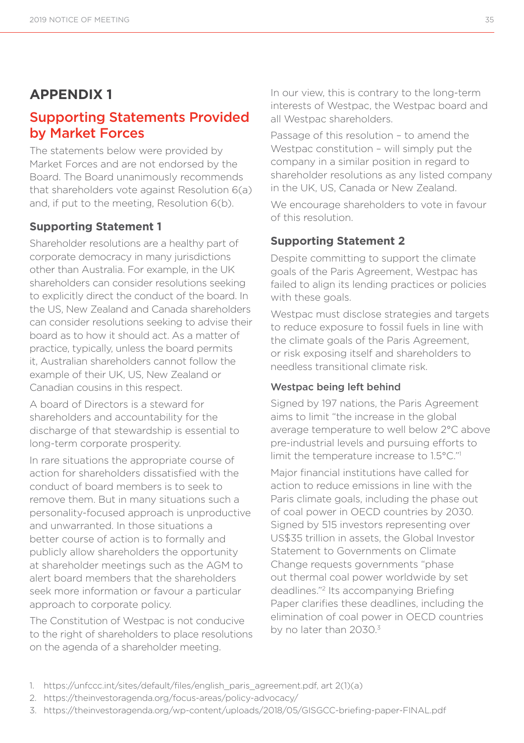# APPENDIX 1

## Supporting Statements Provided by Market Forces

The statements below were provided by Market Forces and are not endorsed by the Board. The Board unanimously recommends that shareholders vote against Resolution 6(a) and, if put to the meeting, Resolution 6(b).

### Supporting Statement 1

Shareholder resolutions are a healthy part of corporate democracy in many jurisdictions other than Australia. For example, in the UK shareholders can consider resolutions seeking to explicitly direct the conduct of the board. In the US, New Zealand and Canada shareholders can consider resolutions seeking to advise their board as to how it should act. As a matter of practice, typically, unless the board permits it, Australian shareholders cannot follow the example of their UK, US, New Zealand or Canadian cousins in this respect.

A board of Directors is a steward for shareholders and accountability for the discharge of that stewardship is essential to long-term corporate prosperity.

In rare situations the appropriate course of action for shareholders dissatisfied with the conduct of board members is to seek to remove them. But in many situations such a personality-focused approach is unproductive and unwarranted. In those situations a better course of action is to formally and publicly allow shareholders the opportunity at shareholder meetings such as the AGM to alert board members that the shareholders seek more information or favour a particular approach to corporate policy.

The Constitution of Westpac is not conducive to the right of shareholders to place resolutions on the agenda of a shareholder meeting.

In our view, this is contrary to the long-term interests of Westpac, the Westpac board and all Westpac shareholders.

Passage of this resolution – to amend the Westpac constitution – will simply put the company in a similar position in regard to shareholder resolutions as any listed company in the UK, US, Canada or New Zealand.

We encourage shareholders to vote in favour of this resolution.

### Supporting Statement 2

Despite committing to support the climate goals of the Paris Agreement, Westpac has failed to align its lending practices or policies with these goals.

Westpac must disclose strategies and targets to reduce exposure to fossil fuels in line with the climate goals of the Paris Agreement, or risk exposing itself and shareholders to needless transitional climate risk.

#### Westpac being left behind

Signed by 197 nations, the Paris Agreement aims to limit "the increase in the global average temperature to well below 2°C above pre-industrial levels and pursuing efforts to limit the temperature increase to 1.5°C."[1]

Major financial institutions have called for action to reduce emissions in line with the Paris climate goals, including the phase out of coal power in OECD countries by 2030. Signed by 515 investors representing over US$35 trillion in assets, the Global Investor Statement to Governments on Climate Change requests governments "phase out thermal coal power worldwide by set deadlines."[2] Its accompanying Briefing Paper clarifies these deadlines, including the elimination of coal power in OECD countries by no later than 2030.[3]

1. https://unfccc.int/sites/default/files/english_paris_agreement.pdf, art 2(1)(a)
2. https://theinvestoragenda.org/focus-areas/policy-advocacy/
3. https://theinvestoragenda.org/wp-content/uploads/2018/05/GISGCC-briefing-paper-FINAL.pdf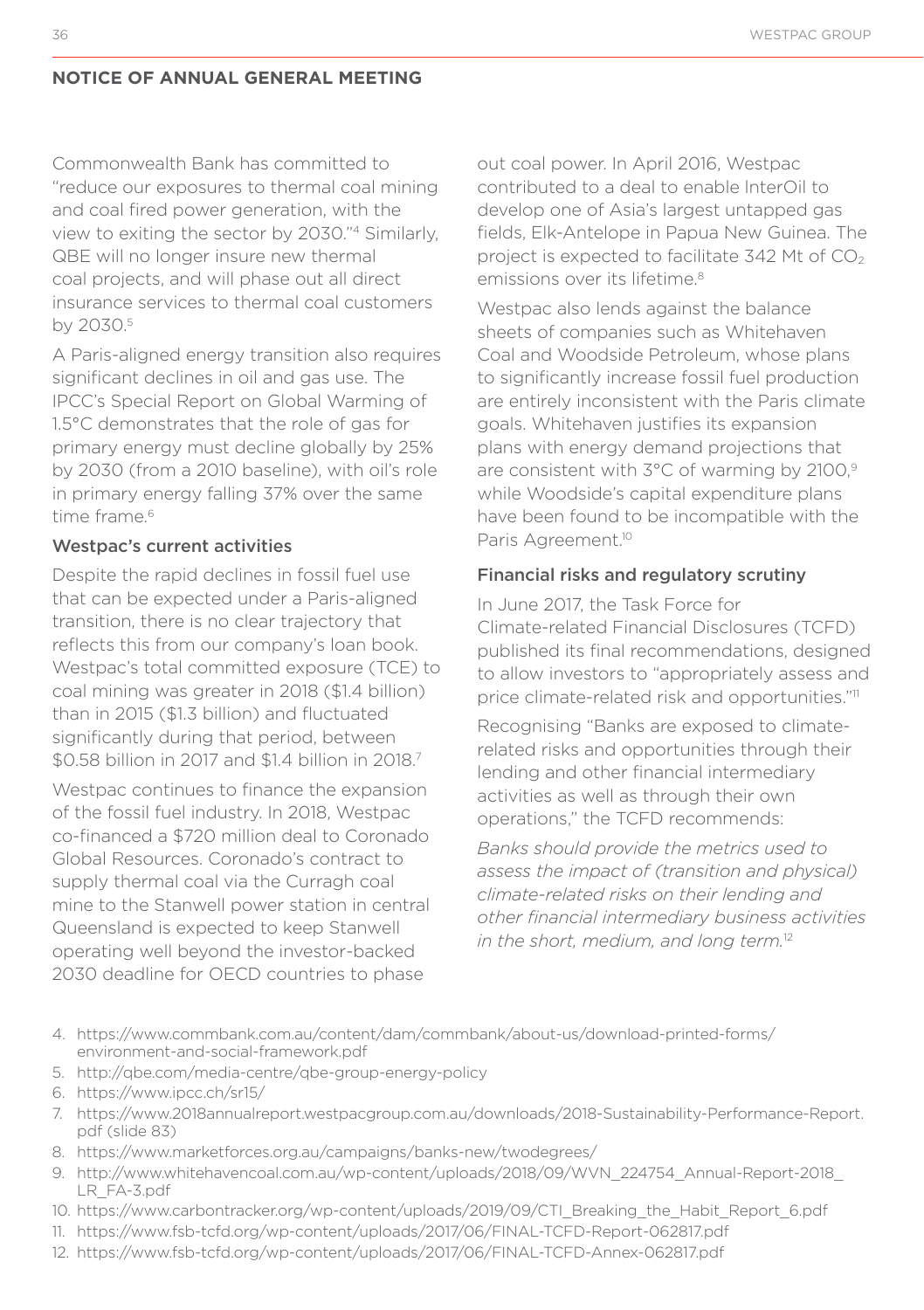## NOTICE OF ANNUAL GENERAL MEETING

Commonwealth Bank has committed to "reduce our exposures to thermal coal mining and coal fired power generation, with the view to exiting the sector by 2030."[4] Similarly, QBE will no longer insure new thermal coal projects, and will phase out all direct insurance services to thermal coal customers by 2030.[5]

A Paris-aligned energy transition also requires significant declines in oil and gas use. The IPCC's Special Report on Global Warming of 1.5°C demonstrates that the role of gas for primary energy must decline globally by 25% by 2030 (from a 2010 baseline), with oil's role in primary energy falling 37% over the same time frame.[6]

### Westpac's current activities

Despite the rapid declines in fossil fuel use that can be expected under a Paris-aligned transition, there is no clear trajectory that reflects this from our company's loan book. Westpac's total committed exposure (TCE) to coal mining was greater in 2018 ($1.4 billion) than in 2015 ($1.3 billion) and fluctuated significantly during that period, between $0.58 billion in 2017 and $1.4 billion in 2018.[7]

Westpac continues to finance the expansion of the fossil fuel industry. In 2018, Westpac co-financed a $720 million deal to Coronado Global Resources. Coronado's contract to supply thermal coal via the Curragh coal mine to the Stanwell power station in central Queensland is expected to keep Stanwell operating well beyond the investor-backed 2030 deadline for OECD countries to phase out coal power. In April 2016, Westpac contributed to a deal to enable InterOil to develop one of Asia's largest untapped gas fields, Elk-Antelope in Papua New Guinea. The project is expected to facilitate 342 Mt of $CO_2$ emissions over its lifetime.[8]

Westpac also lends against the balance sheets of companies such as Whitehaven Coal and Woodside Petroleum, whose plans to significantly increase fossil fuel production are entirely inconsistent with the Paris climate goals. Whitehaven justifies its expansion plans with energy demand projections that are consistent with 3°C of warming by 2100,[9] while Woodside's capital expenditure plans have been found to be incompatible with the Paris Agreement.[10]

### Financial risks and regulatory scrutiny

In June 2017, the Task Force for Climate-related Financial Disclosures (TCFD) published its final recommendations, designed to allow investors to "appropriately assess and price climate-related risk and opportunities."[11]

Recognising "Banks are exposed to climate-related risks and opportunities through their lending and other financial intermediary activities as well as through their own operations," the TCFD recommends:

*Banks should provide the metrics used to assess the impact of (transition and physical) climate-related risks on their lending and other financial intermediary business activities in the short, medium, and long term.*[12]

4. https://www.commbank.com.au/content/dam/commbank/about-us/download-printed-forms/environment-and-social-framework.pdf
5. http://qbe.com/media-centre/qbe-group-energy-policy
6. https://www.ipcc.ch/sr15/
7. https://www.2018annualreport.westpacgroup.com.au/downloads/2018-Sustainability-Performance-Report.pdf (slide 83)
8. https://www.marketforces.org.au/campaigns/banks-new/twodegrees/
9. http://www.whitehavencoal.com.au/wp-content/uploads/2018/09/WVN_224754_Annual-Report-2018_LR_FA-3.pdf
10. https://www.carbontracker.org/wp-content/uploads/2019/09/CTI_Breaking_the_Habit_Report_6.pdf
11. https://www.fsb-tcfd.org/wp-content/uploads/2017/06/FINAL-TCFD-Report-062817.pdf
12. https://www.fsb-tcfd.org/wp-content/uploads/2017/06/FINAL-TCFD-Annex-062817.pdf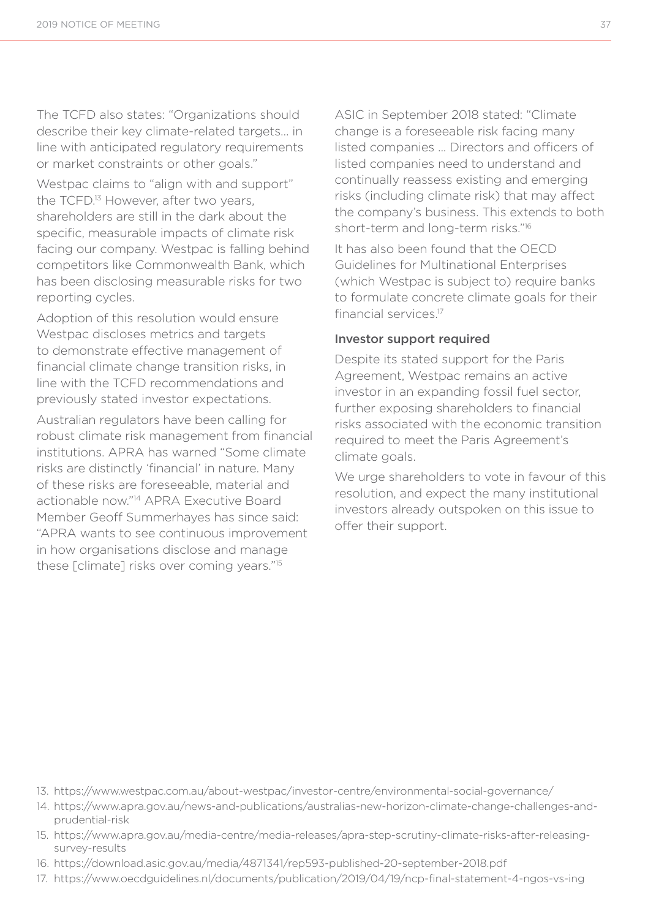The TCFD also states: "Organizations should describe their key climate-related targets… in line with anticipated regulatory requirements or market constraints or other goals."

Westpac claims to "align with and support" the TCFD.[13] However, after two years, shareholders are still in the dark about the specific, measurable impacts of climate risk facing our company. Westpac is falling behind competitors like Commonwealth Bank, which has been disclosing measurable risks for two reporting cycles.

Adoption of this resolution would ensure Westpac discloses metrics and targets to demonstrate effective management of financial climate change transition risks, in line with the TCFD recommendations and previously stated investor expectations.

Australian regulators have been calling for robust climate risk management from financial institutions. APRA has warned "Some climate risks are distinctly 'financial' in nature. Many of these risks are foreseeable, material and actionable now."[14] APRA Executive Board Member Geoff Summerhayes has since said: "APRA wants to see continuous improvement in how organisations disclose and manage these [climate] risks over coming years."[15]

ASIC in September 2018 stated: "Climate change is a foreseeable risk facing many listed companies … Directors and officers of listed companies need to understand and continually reassess existing and emerging risks (including climate risk) that may affect the company's business. This extends to both short-term and long-term risks."[16]

It has also been found that the OECD Guidelines for Multinational Enterprises (which Westpac is subject to) require banks to formulate concrete climate goals for their financial services.[17]

### Investor support required

Despite its stated support for the Paris Agreement, Westpac remains an active investor in an expanding fossil fuel sector, further exposing shareholders to financial risks associated with the economic transition required to meet the Paris Agreement's climate goals.

We urge shareholders to vote in favour of this resolution, and expect the many institutional investors already outspoken on this issue to offer their support.

13. https://www.westpac.com.au/about-westpac/investor-centre/environmental-social-governance/
14. https://www.apra.gov.au/news-and-publications/australias-new-horizon-climate-change-challenges-and-prudential-risk
15. https://www.apra.gov.au/media-centre/media-releases/apra-step-scrutiny-climate-risks-after-releasing-survey-results
16. https://download.asic.gov.au/media/4871341/rep593-published-20-september-2018.pdf
17. https://www.oecdguidelines.nl/documents/publication/2019/04/19/ncp-final-statement-4-ngos-vs-ing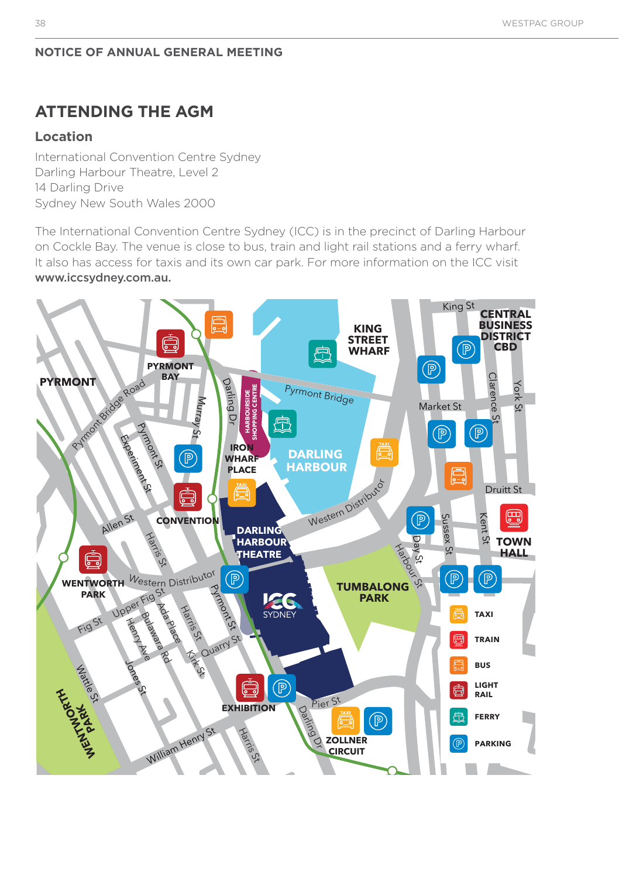## NOTICE OF ANNUAL GENERAL MEETING

# ATTENDING THE AGM

### Location

International Convention Centre Sydney
Darling Harbour Theatre, Level 2
14 Darling Drive
Sydney New South Wales 2000

The International Convention Centre Sydney (ICC) is in the precinct of Darling Harbour on Cockle Bay. The venue is close to bus, train and light rail stations and a ferry wharf. It also has access for taxis and its own car park. For more information on the ICC visit **www.iccsydney.com.au.**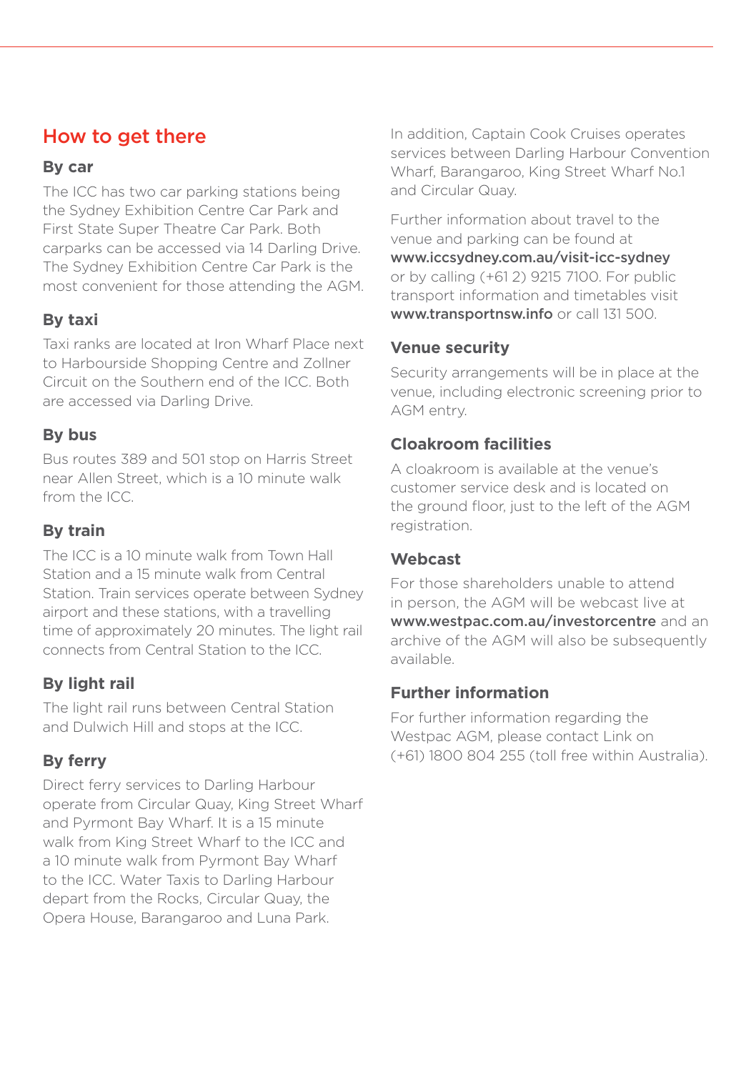## How to get there

### By car

The ICC has two car parking stations being the Sydney Exhibition Centre Car Park and First State Super Theatre Car Park. Both carparks can be accessed via 14 Darling Drive. The Sydney Exhibition Centre Car Park is the most convenient for those attending the AGM.

### By taxi

Taxi ranks are located at Iron Wharf Place next to Harbourside Shopping Centre and Zollner Circuit on the Southern end of the ICC. Both are accessed via Darling Drive.

### By bus

Bus routes 389 and 501 stop on Harris Street near Allen Street, which is a 10 minute walk from the ICC.

### By train

The ICC is a 10 minute walk from Town Hall Station and a 15 minute walk from Central Station. Train services operate between Sydney airport and these stations, with a travelling time of approximately 20 minutes. The light rail connects from Central Station to the ICC.

### By light rail

The light rail runs between Central Station and Dulwich Hill and stops at the ICC.

### By ferry

Direct ferry services to Darling Harbour operate from Circular Quay, King Street Wharf and Pyrmont Bay Wharf. It is a 15 minute walk from King Street Wharf to the ICC and a 10 minute walk from Pyrmont Bay Wharf to the ICC. Water Taxis to Darling Harbour depart from the Rocks, Circular Quay, the Opera House, Barangaroo and Luna Park.

In addition, Captain Cook Cruises operates services between Darling Harbour Convention Wharf, Barangaroo, King Street Wharf No.1 and Circular Quay.

Further information about travel to the venue and parking can be found at **www.iccsydney.com.au/visit-icc-sydney** or by calling (+61 2) 9215 7100. For public transport information and timetables visit **www.transportnsw.info** or call 131 500.

### Venue security

Security arrangements will be in place at the venue, including electronic screening prior to AGM entry.

### Cloakroom facilities

A cloakroom is available at the venue's customer service desk and is located on the ground floor, just to the left of the AGM registration.

### Webcast

For those shareholders unable to attend in person, the AGM will be webcast live at **www.westpac.com.au/investorcentre** and an archive of the AGM will also be subsequently available.

### Further information

For further information regarding the Westpac AGM, please contact Link on (+61) 1800 804 255 (toll free within Australia).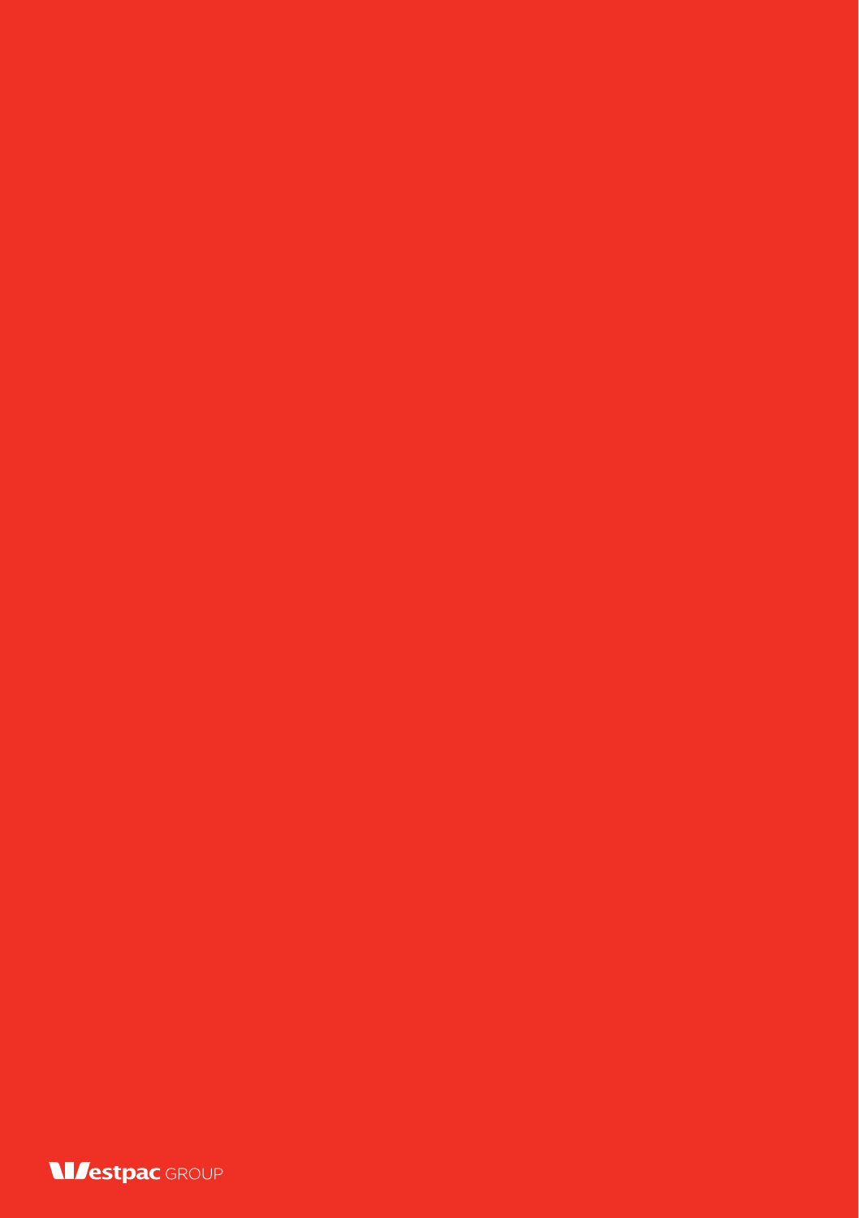Westpac GROUP